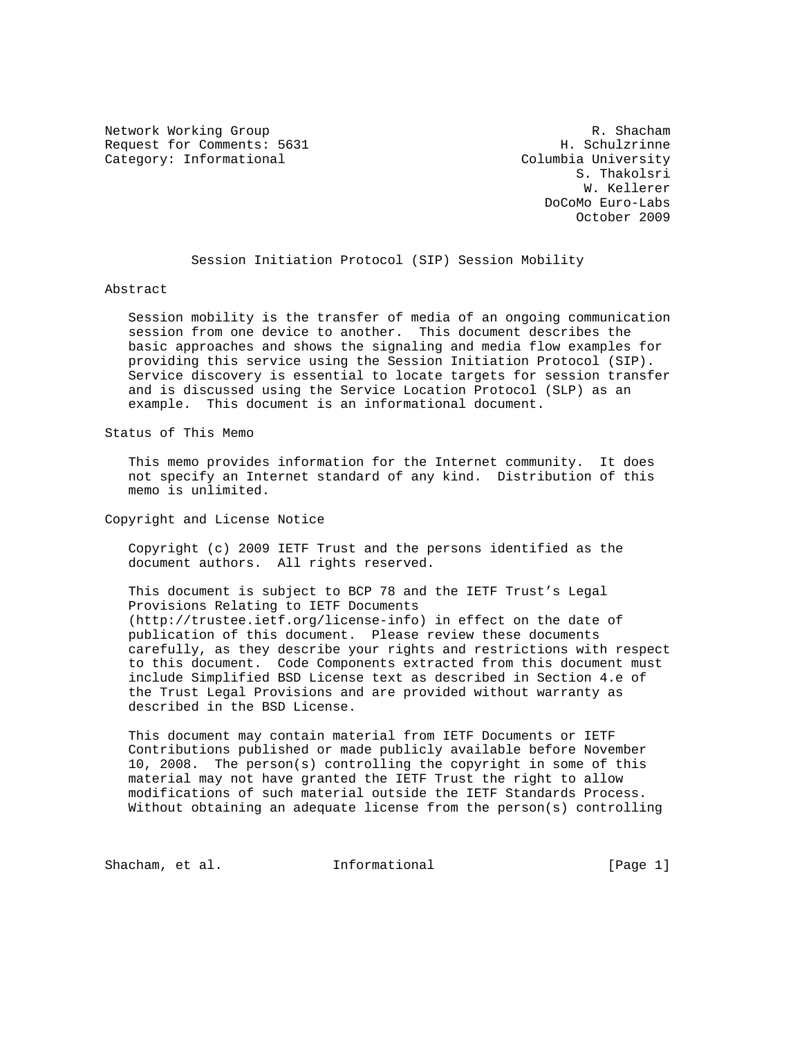Network Working Group R. Shacham
Request for Comments: 5631 H. Schulzrinne
Category: Informational Columbia University
S. Thakolsri
W. Kellerer
DoCoMo Euro-Labs
October 2009

# Session Initiation Protocol (SIP) Session Mobility

## Abstract

Session mobility is the transfer of media of an ongoing communication session from one device to another. This document describes the basic approaches and shows the signaling and media flow examples for providing this service using the Session Initiation Protocol (SIP). Service discovery is essential to locate targets for session transfer and is discussed using the Service Location Protocol (SLP) as an example. This document is an informational document.

## Status of This Memo

This memo provides information for the Internet community. It does not specify an Internet standard of any kind. Distribution of this memo is unlimited.

## Copyright and License Notice

Copyright (c) 2009 IETF Trust and the persons identified as the document authors. All rights reserved.

This document is subject to BCP 78 and the IETF Trust's Legal Provisions Relating to IETF Documents (http://trustee.ietf.org/license-info) in effect on the date of publication of this document. Please review these documents carefully, as they describe your rights and restrictions with respect to this document. Code Components extracted from this document must include Simplified BSD License text as described in Section 4.e of the Trust Legal Provisions and are provided without warranty as described in the BSD License.

This document may contain material from IETF Documents or IETF Contributions published or made publicly available before November 10, 2008. The person(s) controlling the copyright in some of this material may not have granted the IETF Trust the right to allow modifications of such material outside the IETF Standards Process. Without obtaining an adequate license from the person(s) controlling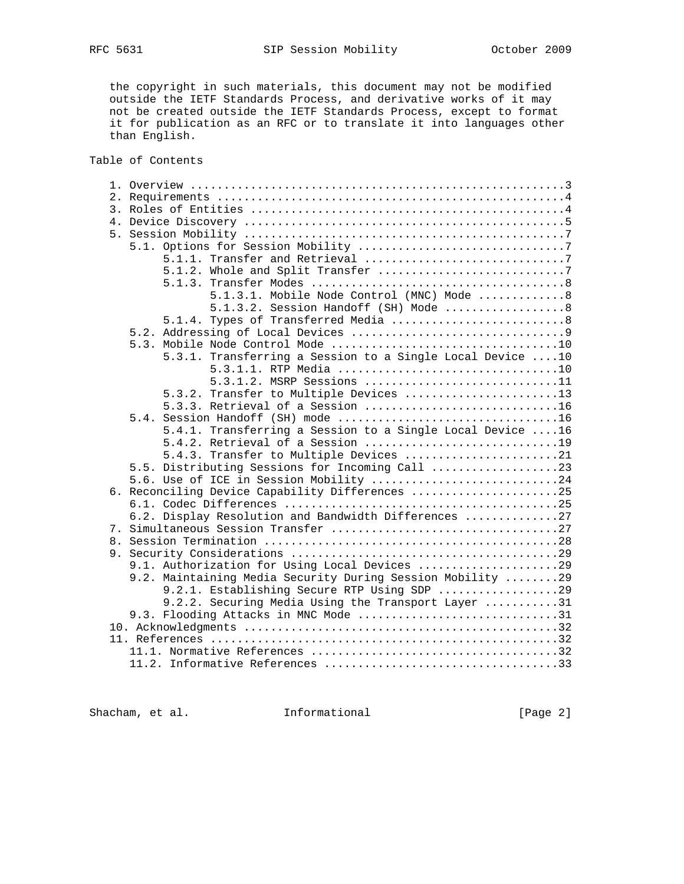the copyright in such materials, this document may not be modified outside the IETF Standards Process, and derivative works of it may not be created outside the IETF Standards Process, except to format it for publication as an RFC or to translate it into languages other than English.

## Table of Contents

```
   1. Overview ........................................................3
   2. Requirements ....................................................4
   3. Roles of Entities ...............................................4
   4. Device Discovery ................................................5
   5. Session Mobility ................................................7
      5.1. Options for Session Mobility ...............................7
           5.1.1. Transfer and Retrieval ..............................7
           5.1.2. Whole and Split Transfer ............................7
           5.1.3. Transfer Modes ......................................8
                  5.1.3.1. Mobile Node Control (MNC) Mode .............8
                  5.1.3.2. Session Handoff (SH) Mode ..................8
           5.1.4. Types of Transferred Media ..........................8
      5.2. Addressing of Local Devices ................................9
      5.3. Mobile Node Control Mode ..................................10
           5.3.1. Transferring a Session to a Single Local Device ....10
                  5.3.1.1. RTP Media .................................10
                  5.3.1.2. MSRP Sessions .............................11
           5.3.2. Transfer to Multiple Devices .......................13
           5.3.3. Retrieval of a Session .............................16
      5.4. Session Handoff (SH) mode .................................16
           5.4.1. Transferring a Session to a Single Local Device ....16
           5.4.2. Retrieval of a Session .............................19
           5.4.3. Transfer to Multiple Devices .......................21
      5.5. Distributing Sessions for Incoming Call ...................23
      5.6. Use of ICE in Session Mobility ............................24
   6. Reconciling Device Capability Differences ......................25
      6.1. Codec Differences .........................................25
      6.2. Display Resolution and Bandwidth Differences ..............27
   7. Simultaneous Session Transfer ..................................27
   8. Session Termination ............................................28
   9. Security Considerations ........................................29
      9.1. Authorization for Using Local Devices .....................29
      9.2. Maintaining Media Security During Session Mobility ........29
           9.2.1. Establishing Secure RTP Using SDP ..................29
           9.2.2. Securing Media Using the Transport Layer ...........31
      9.3. Flooding Attacks in MNC Mode ..............................31
   10. Acknowledgments ...............................................32
   11. References ....................................................32
      11.1. Normative References .....................................32
      11.2. Informative References ...................................33
```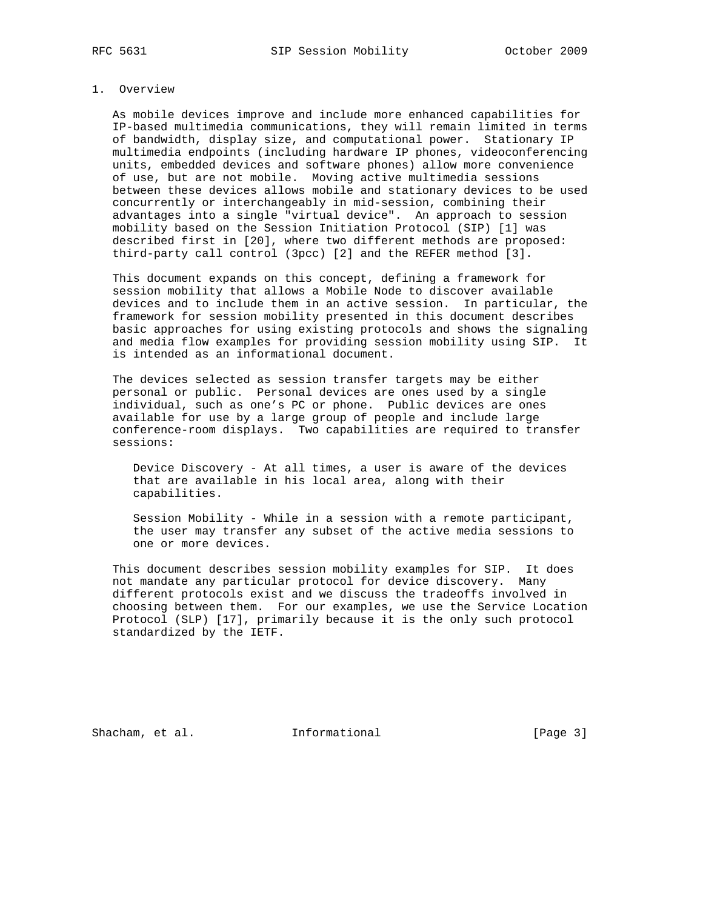## 1. Overview

As mobile devices improve and include more enhanced capabilities for IP-based multimedia communications, they will remain limited in terms of bandwidth, display size, and computational power. Stationary IP multimedia endpoints (including hardware IP phones, videoconferencing units, embedded devices and software phones) allow more convenience of use, but are not mobile. Moving active multimedia sessions between these devices allows mobile and stationary devices to be used concurrently or interchangeably in mid-session, combining their advantages into a single "virtual device". An approach to session mobility based on the Session Initiation Protocol (SIP) [1] was described first in [20], where two different methods are proposed: third-party call control (3pcc) [2] and the REFER method [3].

This document expands on this concept, defining a framework for session mobility that allows a Mobile Node to discover available devices and to include them in an active session. In particular, the framework for session mobility presented in this document describes basic approaches for using existing protocols and shows the signaling and media flow examples for providing session mobility using SIP. It is intended as an informational document.

The devices selected as session transfer targets may be either personal or public. Personal devices are ones used by a single individual, such as one's PC or phone. Public devices are ones available for use by a large group of people and include large conference-room displays. Two capabilities are required to transfer sessions:

Device Discovery - At all times, a user is aware of the devices that are available in his local area, along with their capabilities.

Session Mobility - While in a session with a remote participant, the user may transfer any subset of the active media sessions to one or more devices.

This document describes session mobility examples for SIP. It does not mandate any particular protocol for device discovery. Many different protocols exist and we discuss the tradeoffs involved in choosing between them. For our examples, we use the Service Location Protocol (SLP) [17], primarily because it is the only such protocol standardized by the IETF.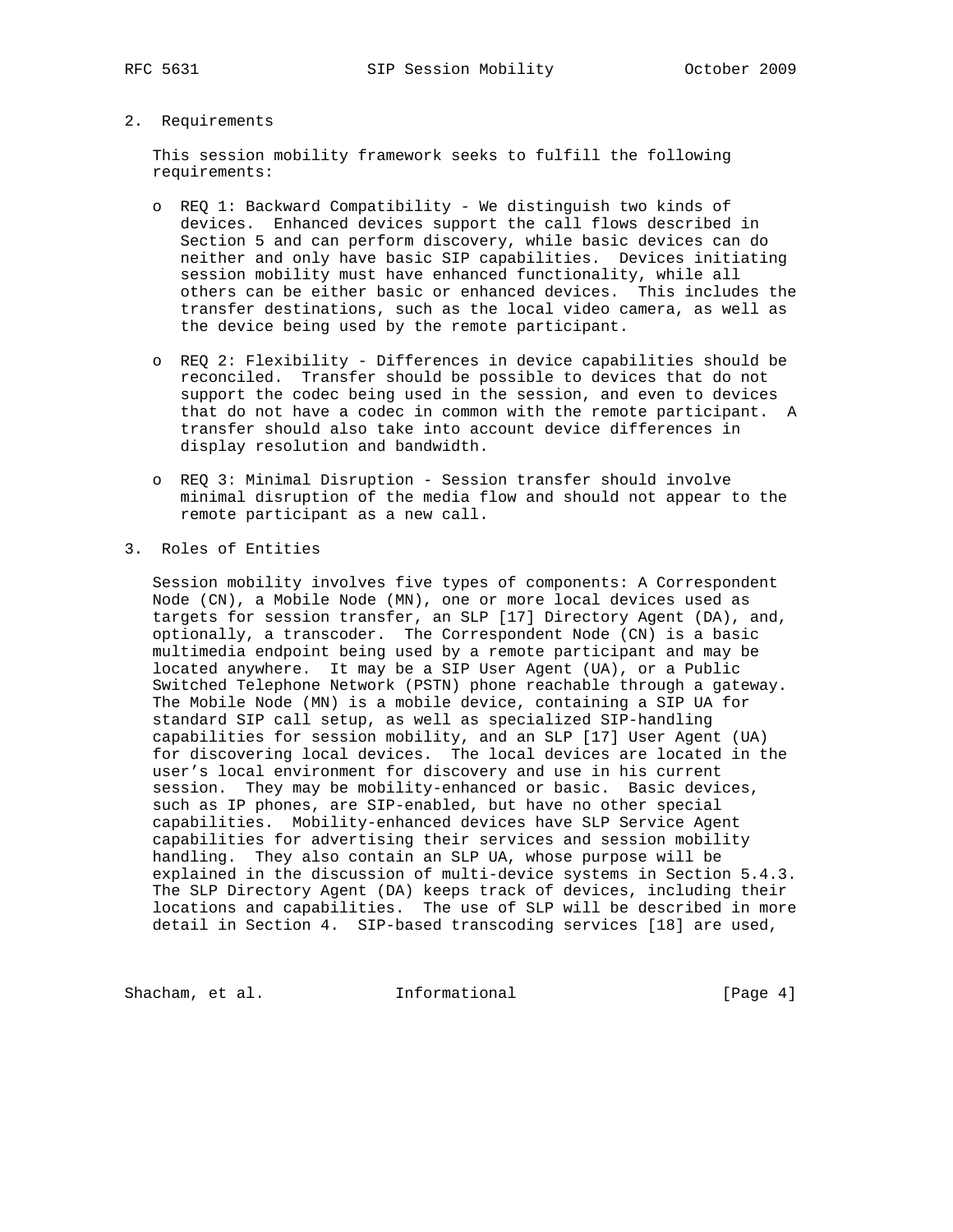## 2. Requirements

This session mobility framework seeks to fulfill the following requirements:

- REQ 1: Backward Compatibility - We distinguish two kinds of devices. Enhanced devices support the call flows described in Section 5 and can perform discovery, while basic devices can do neither and only have basic SIP capabilities. Devices initiating session mobility must have enhanced functionality, while all others can be either basic or enhanced devices. This includes the transfer destinations, such as the local video camera, as well as the device being used by the remote participant.

- REQ 2: Flexibility - Differences in device capabilities should be reconciled. Transfer should be possible to devices that do not support the codec being used in the session, and even to devices that do not have a codec in common with the remote participant. A transfer should also take into account device differences in display resolution and bandwidth.

- REQ 3: Minimal Disruption - Session transfer should involve minimal disruption of the media flow and should not appear to the remote participant as a new call.

## 3. Roles of Entities

Session mobility involves five types of components: A Correspondent Node (CN), a Mobile Node (MN), one or more local devices used as targets for session transfer, an SLP [17] Directory Agent (DA), and, optionally, a transcoder. The Correspondent Node (CN) is a basic multimedia endpoint being used by a remote participant and may be located anywhere. It may be a SIP User Agent (UA), or a Public Switched Telephone Network (PSTN) phone reachable through a gateway. The Mobile Node (MN) is a mobile device, containing a SIP UA for standard SIP call setup, as well as specialized SIP-handling capabilities for session mobility, and an SLP [17] User Agent (UA) for discovering local devices. The local devices are located in the user's local environment for discovery and use in his current session. They may be mobility-enhanced or basic. Basic devices, such as IP phones, are SIP-enabled, but have no other special capabilities. Mobility-enhanced devices have SLP Service Agent capabilities for advertising their services and session mobility handling. They also contain an SLP UA, whose purpose will be explained in the discussion of multi-device systems in Section 5.4.3. The SLP Directory Agent (DA) keeps track of devices, including their locations and capabilities. The use of SLP will be described in more detail in Section 4. SIP-based transcoding services [18] are used,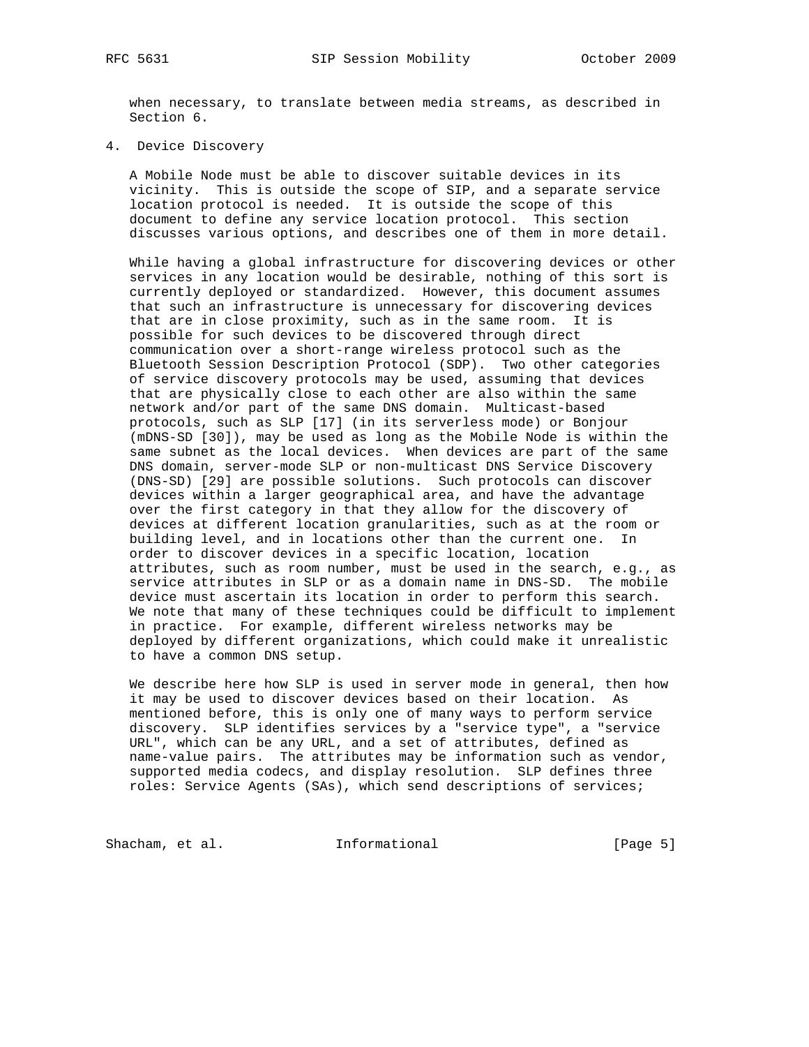when necessary, to translate between media streams, as described in Section 6.

## 4. Device Discovery

A Mobile Node must be able to discover suitable devices in its vicinity. This is outside the scope of SIP, and a separate service location protocol is needed. It is outside the scope of this document to define any service location protocol. This section discusses various options, and describes one of them in more detail.

While having a global infrastructure for discovering devices or other services in any location would be desirable, nothing of this sort is currently deployed or standardized. However, this document assumes that such an infrastructure is unnecessary for discovering devices that are in close proximity, such as in the same room. It is possible for such devices to be discovered through direct communication over a short-range wireless protocol such as the Bluetooth Session Description Protocol (SDP). Two other categories of service discovery protocols may be used, assuming that devices that are physically close to each other are also within the same network and/or part of the same DNS domain. Multicast-based protocols, such as SLP [17] (in its serverless mode) or Bonjour (mDNS-SD [30]), may be used as long as the Mobile Node is within the same subnet as the local devices. When devices are part of the same DNS domain, server-mode SLP or non-multicast DNS Service Discovery (DNS-SD) [29] are possible solutions. Such protocols can discover devices within a larger geographical area, and have the advantage over the first category in that they allow for the discovery of devices at different location granularities, such as at the room or building level, and in locations other than the current one. In order to discover devices in a specific location, location attributes, such as room number, must be used in the search, e.g., as service attributes in SLP or as a domain name in DNS-SD. The mobile device must ascertain its location in order to perform this search. We note that many of these techniques could be difficult to implement in practice. For example, different wireless networks may be deployed by different organizations, which could make it unrealistic to have a common DNS setup.

We describe here how SLP is used in server mode in general, then how it may be used to discover devices based on their location. As mentioned before, this is only one of many ways to perform service discovery. SLP identifies services by a "service type", a "service URL", which can be any URL, and a set of attributes, defined as name-value pairs. The attributes may be information such as vendor, supported media codecs, and display resolution. SLP defines three roles: Service Agents (SAs), which send descriptions of services;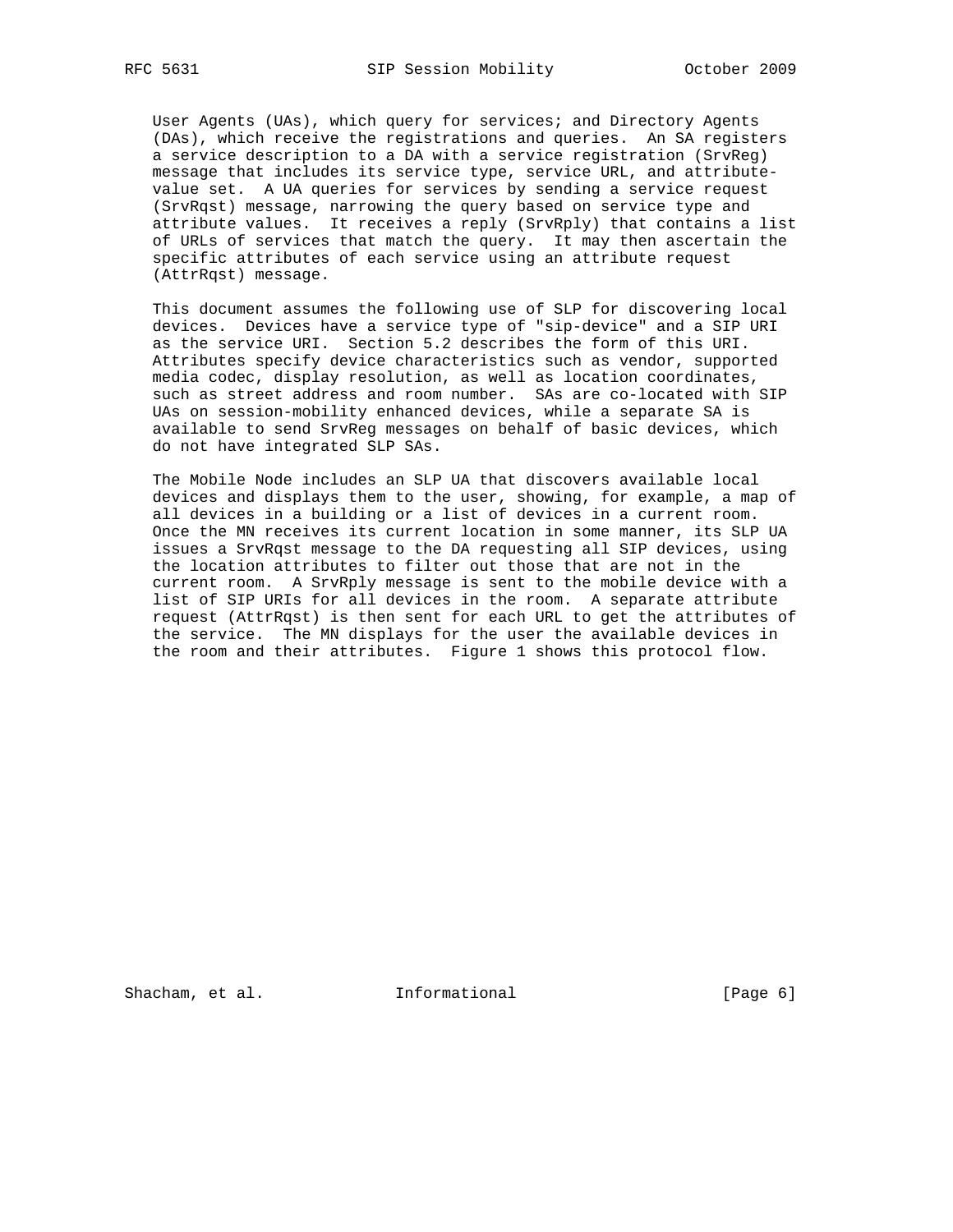User Agents (UAs), which query for services; and Directory Agents (DAs), which receive the registrations and queries. An SA registers a service description to a DA with a service registration (SrvReg) message that includes its service type, service URL, and attribute-value set. A UA queries for services by sending a service request (SrvRqst) message, narrowing the query based on service type and attribute values. It receives a reply (SrvRply) that contains a list of URLs of services that match the query. It may then ascertain the specific attributes of each service using an attribute request (AttrRqst) message.

This document assumes the following use of SLP for discovering local devices. Devices have a service type of "sip-device" and a SIP URI as the service URI. Section 5.2 describes the form of this URI. Attributes specify device characteristics such as vendor, supported media codec, display resolution, as well as location coordinates, such as street address and room number. SAs are co-located with SIP UAs on session-mobility enhanced devices, while a separate SA is available to send SrvReg messages on behalf of basic devices, which do not have integrated SLP SAs.

The Mobile Node includes an SLP UA that discovers available local devices and displays them to the user, showing, for example, a map of all devices in a building or a list of devices in a current room. Once the MN receives its current location in some manner, its SLP UA issues a SrvRqst message to the DA requesting all SIP devices, using the location attributes to filter out those that are not in the current room. A SrvRply message is sent to the mobile device with a list of SIP URIs for all devices in the room. A separate attribute request (AttrRqst) is then sent for each URL to get the attributes of the service. The MN displays for the user the available devices in the room and their attributes. Figure 1 shows this protocol flow.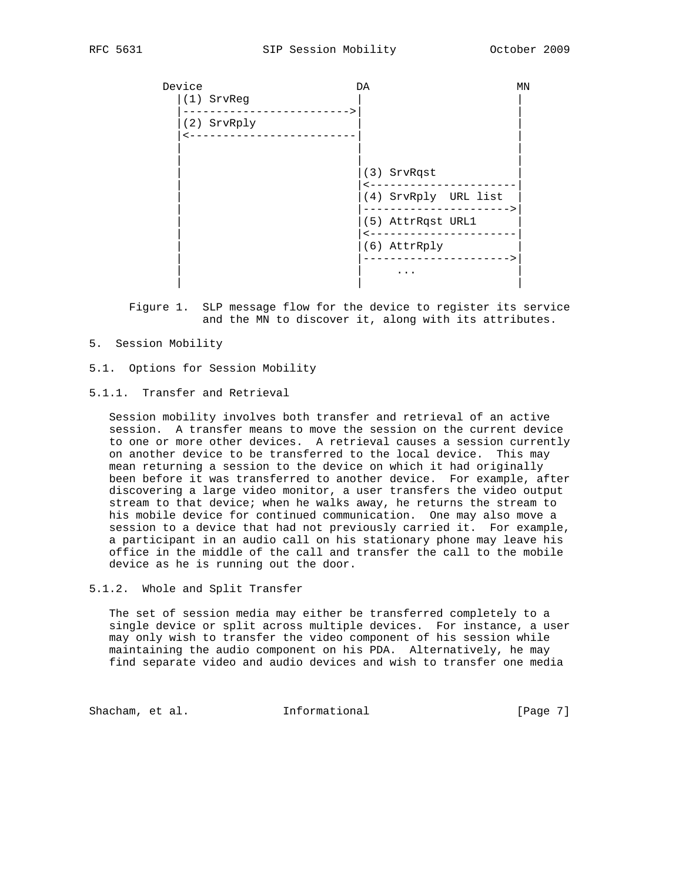```
          Device                    DA                    MN
            |(1) SrvReg              |                     |
            |------------------------->|                     |
            |(2) SrvRply             |                     |
            |<-------------------------|                     |
            |                         |                     |
            |                         |                     |
            |                         |(3) SrvRqst          |
            |                         |<----------------------|
            |                         |(4) SrvRply  URL list |
            |                         |---------------------->|
            |                         |(5) AttrRqst URL1     |
            |                         |<----------------------|
            |                         |(6) AttrRply          |
            |                         |---------------------->|
            |                         |      ...             |
            |                         |                     |
```

Figure 1. SLP message flow for the device to register its service and the MN to discover it, along with its attributes.

## 5. Session Mobility

### 5.1. Options for Session Mobility

#### 5.1.1. Transfer and Retrieval

Session mobility involves both transfer and retrieval of an active session. A transfer means to move the session on the current device to one or more other devices. A retrieval causes a session currently on another device to be transferred to the local device. This may mean returning a session to the device on which it had originally been before it was transferred to another device. For example, after discovering a large video monitor, a user transfers the video output stream to that device; when he walks away, he returns the stream to his mobile device for continued communication. One may also move a session to a device that had not previously carried it. For example, a participant in an audio call on his stationary phone may leave his office in the middle of the call and transfer the call to the mobile device as he is running out the door.

#### 5.1.2. Whole and Split Transfer

The set of session media may either be transferred completely to a single device or split across multiple devices. For instance, a user may only wish to transfer the video component of his session while maintaining the audio component on his PDA. Alternatively, he may find separate video and audio devices and wish to transfer one media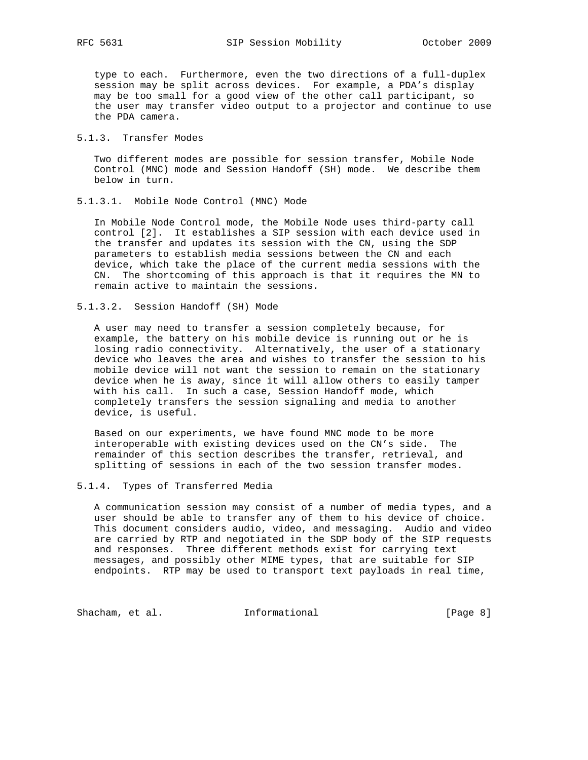type to each. Furthermore, even the two directions of a full-duplex session may be split across devices. For example, a PDA's display may be too small for a good view of the other call participant, so the user may transfer video output to a projector and continue to use the PDA camera.

#### 5.1.3. Transfer Modes

Two different modes are possible for session transfer, Mobile Node Control (MNC) mode and Session Handoff (SH) mode. We describe them below in turn.

##### 5.1.3.1. Mobile Node Control (MNC) Mode

In Mobile Node Control mode, the Mobile Node uses third-party call control [2]. It establishes a SIP session with each device used in the transfer and updates its session with the CN, using the SDP parameters to establish media sessions between the CN and each device, which take the place of the current media sessions with the CN. The shortcoming of this approach is that it requires the MN to remain active to maintain the sessions.

##### 5.1.3.2. Session Handoff (SH) Mode

A user may need to transfer a session completely because, for example, the battery on his mobile device is running out or he is losing radio connectivity. Alternatively, the user of a stationary device who leaves the area and wishes to transfer the session to his mobile device will not want the session to remain on the stationary device when he is away, since it will allow others to easily tamper with his call. In such a case, Session Handoff mode, which completely transfers the session signaling and media to another device, is useful.

Based on our experiments, we have found MNC mode to be more interoperable with existing devices used on the CN's side. The remainder of this section describes the transfer, retrieval, and splitting of sessions in each of the two session transfer modes.

#### 5.1.4. Types of Transferred Media

A communication session may consist of a number of media types, and a user should be able to transfer any of them to his device of choice. This document considers audio, video, and messaging. Audio and video are carried by RTP and negotiated in the SDP body of the SIP requests and responses. Three different methods exist for carrying text messages, and possibly other MIME types, that are suitable for SIP endpoints. RTP may be used to transport text payloads in real time,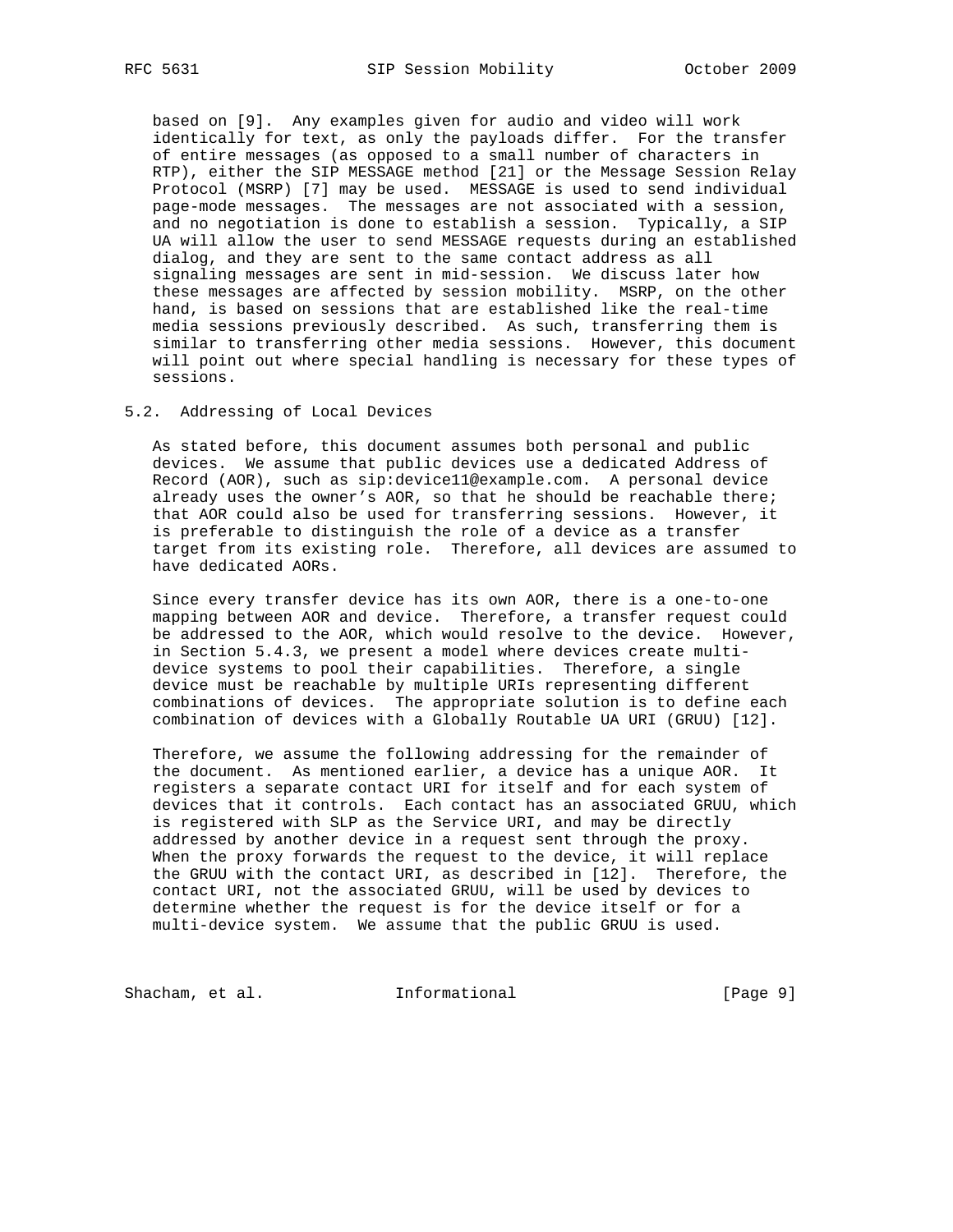based on [9]. Any examples given for audio and video will work identically for text, as only the payloads differ. For the transfer of entire messages (as opposed to a small number of characters in RTP), either the SIP MESSAGE method [21] or the Message Session Relay Protocol (MSRP) [7] may be used. MESSAGE is used to send individual page-mode messages. The messages are not associated with a session, and no negotiation is done to establish a session. Typically, a SIP UA will allow the user to send MESSAGE requests during an established dialog, and they are sent to the same contact address as all signaling messages are sent in mid-session. We discuss later how these messages are affected by session mobility. MSRP, on the other hand, is based on sessions that are established like the real-time media sessions previously described. As such, transferring them is similar to transferring other media sessions. However, this document will point out where special handling is necessary for these types of sessions.

## 5.2. Addressing of Local Devices

As stated before, this document assumes both personal and public devices. We assume that public devices use a dedicated Address of Record (AOR), such as sip:device11@example.com. A personal device already uses the owner's AOR, so that he should be reachable there; that AOR could also be used for transferring sessions. However, it is preferable to distinguish the role of a device as a transfer target from its existing role. Therefore, all devices are assumed to have dedicated AORs.

Since every transfer device has its own AOR, there is a one-to-one mapping between AOR and device. Therefore, a transfer request could be addressed to the AOR, which would resolve to the device. However, in Section 5.4.3, we present a model where devices create multi-device systems to pool their capabilities. Therefore, a single device must be reachable by multiple URIs representing different combinations of devices. The appropriate solution is to define each combination of devices with a Globally Routable UA URI (GRUU) [12].

Therefore, we assume the following addressing for the remainder of the document. As mentioned earlier, a device has a unique AOR. It registers a separate contact URI for itself and for each system of devices that it controls. Each contact has an associated GRUU, which is registered with SLP as the Service URI, and may be directly addressed by another device in a request sent through the proxy. When the proxy forwards the request to the device, it will replace the GRUU with the contact URI, as described in [12]. Therefore, the contact URI, not the associated GRUU, will be used by devices to determine whether the request is for the device itself or for a multi-device system. We assume that the public GRUU is used.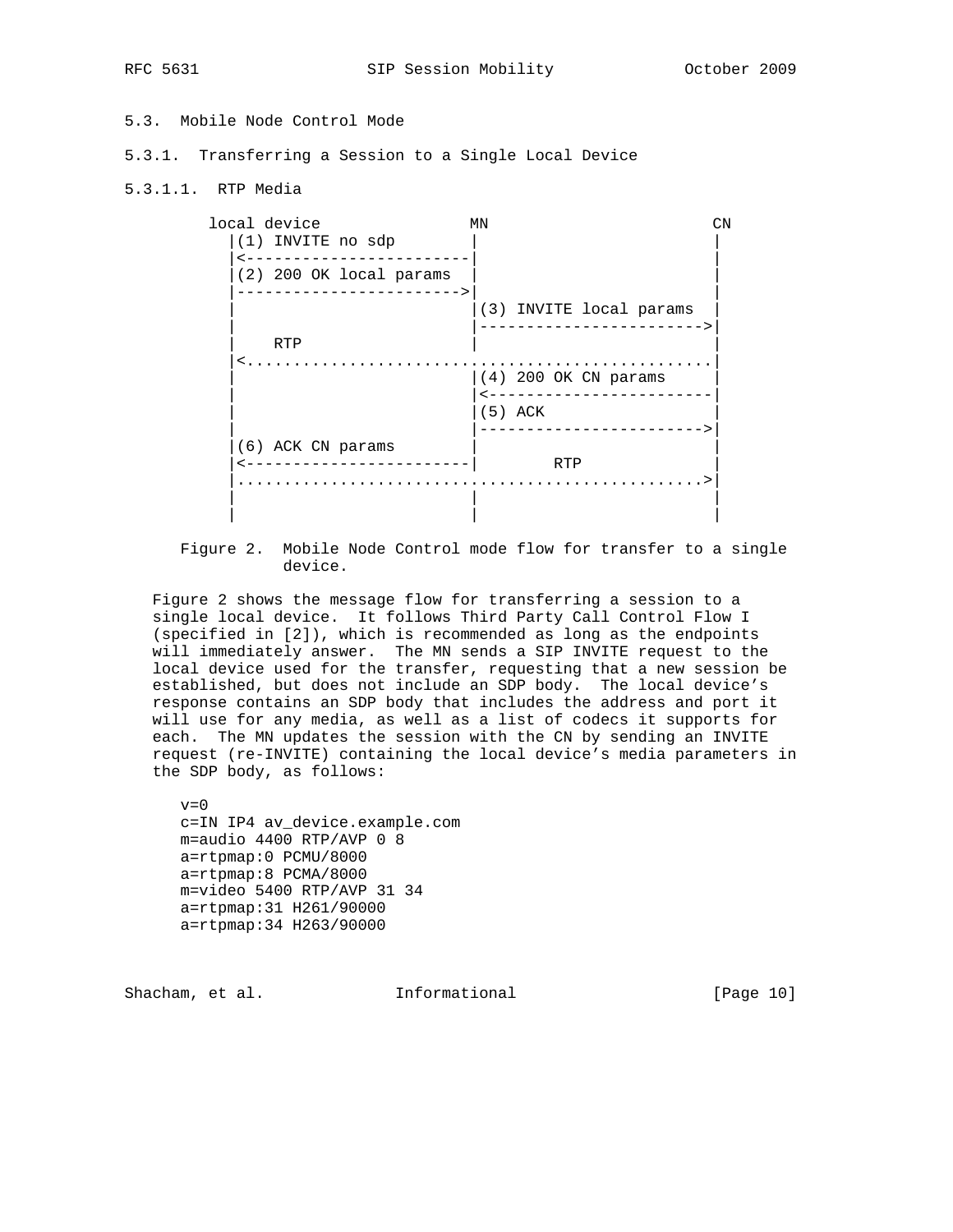### 5.3. Mobile Node Control Mode

#### 5.3.1. Transferring a Session to a Single Local Device

##### 5.3.1.1. RTP Media

```
        local device                MN                        CN
          |(1) INVITE no sdp        |                         |
          |<------------------------|                         |
          |(2) 200 OK local params  |                         |
          |------------------------>|                         |
          |                         |(3) INVITE local params  |
          |                         |------------------------>|
          |    RTP                  |                         |
          |<..................................................|
          |                         |(4) 200 OK CN params     |
          |                         |<------------------------|
          |                         |(5) ACK                  |
          |                         |------------------------>|
          |(6) ACK CN params        |                         |
          |<------------------------|        RTP              |
          |..................................................>|
          |                         |                         |
          |                         |                         |
```

Figure 2. Mobile Node Control mode flow for transfer to a single device.

Figure 2 shows the message flow for transferring a session to a single local device. It follows Third Party Call Control Flow I (specified in [2]), which is recommended as long as the endpoints will immediately answer. The MN sends a SIP INVITE request to the local device used for the transfer, requesting that a new session be established, but does not include an SDP body. The local device's response contains an SDP body that includes the address and port it will use for any media, as well as a list of codecs it supports for each. The MN updates the session with the CN by sending an INVITE request (re-INVITE) containing the local device's media parameters in the SDP body, as follows:

```
v=0
c=IN IP4 av_device.example.com
m=audio 4400 RTP/AVP 0 8
a=rtpmap:0 PCMU/8000
a=rtpmap:8 PCMA/8000
m=video 5400 RTP/AVP 31 34
a=rtpmap:31 H261/90000
a=rtpmap:34 H263/90000
```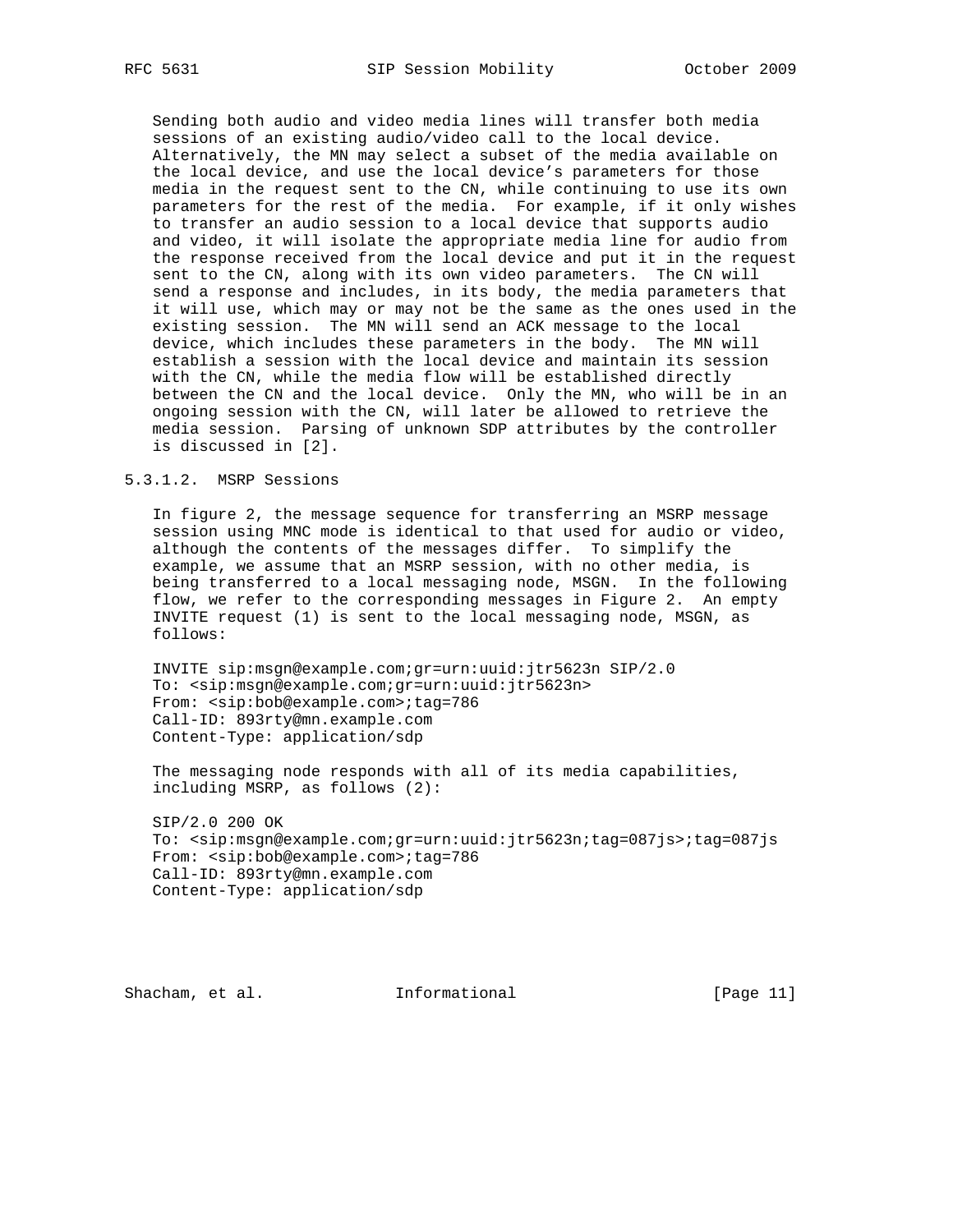Sending both audio and video media lines will transfer both media sessions of an existing audio/video call to the local device. Alternatively, the MN may select a subset of the media available on the local device, and use the local device's parameters for those media in the request sent to the CN, while continuing to use its own parameters for the rest of the media. For example, if it only wishes to transfer an audio session to a local device that supports audio and video, it will isolate the appropriate media line for audio from the response received from the local device and put it in the request sent to the CN, along with its own video parameters. The CN will send a response and includes, in its body, the media parameters that it will use, which may or may not be the same as the ones used in the existing session. The MN will send an ACK message to the local device, which includes these parameters in the body. The MN will establish a session with the local device and maintain its session with the CN, while the media flow will be established directly between the CN and the local device. Only the MN, who will be in an ongoing session with the CN, will later be allowed to retrieve the media session. Parsing of unknown SDP attributes by the controller is discussed in [2].

#### 5.3.1.2. MSRP Sessions

In figure 2, the message sequence for transferring an MSRP message session using MNC mode is identical to that used for audio or video, although the contents of the messages differ. To simplify the example, we assume that an MSRP session, with no other media, is being transferred to a local messaging node, MSGN. In the following flow, we refer to the corresponding messages in Figure 2. An empty INVITE request (1) is sent to the local messaging node, MSGN, as follows:

```
INVITE sip:msgn@example.com;gr=urn:uuid:jtr5623n SIP/2.0
To: <sip:msgn@example.com;gr=urn:uuid:jtr5623n>
From: <sip:bob@example.com>;tag=786
Call-ID: 893rty@mn.example.com
Content-Type: application/sdp
```

The messaging node responds with all of its media capabilities, including MSRP, as follows (2):

```
SIP/2.0 200 OK
To: <sip:msgn@example.com;gr=urn:uuid:jtr5623n;tag=087js>;tag=087js
From: <sip:bob@example.com>;tag=786
Call-ID: 893rty@mn.example.com
Content-Type: application/sdp
```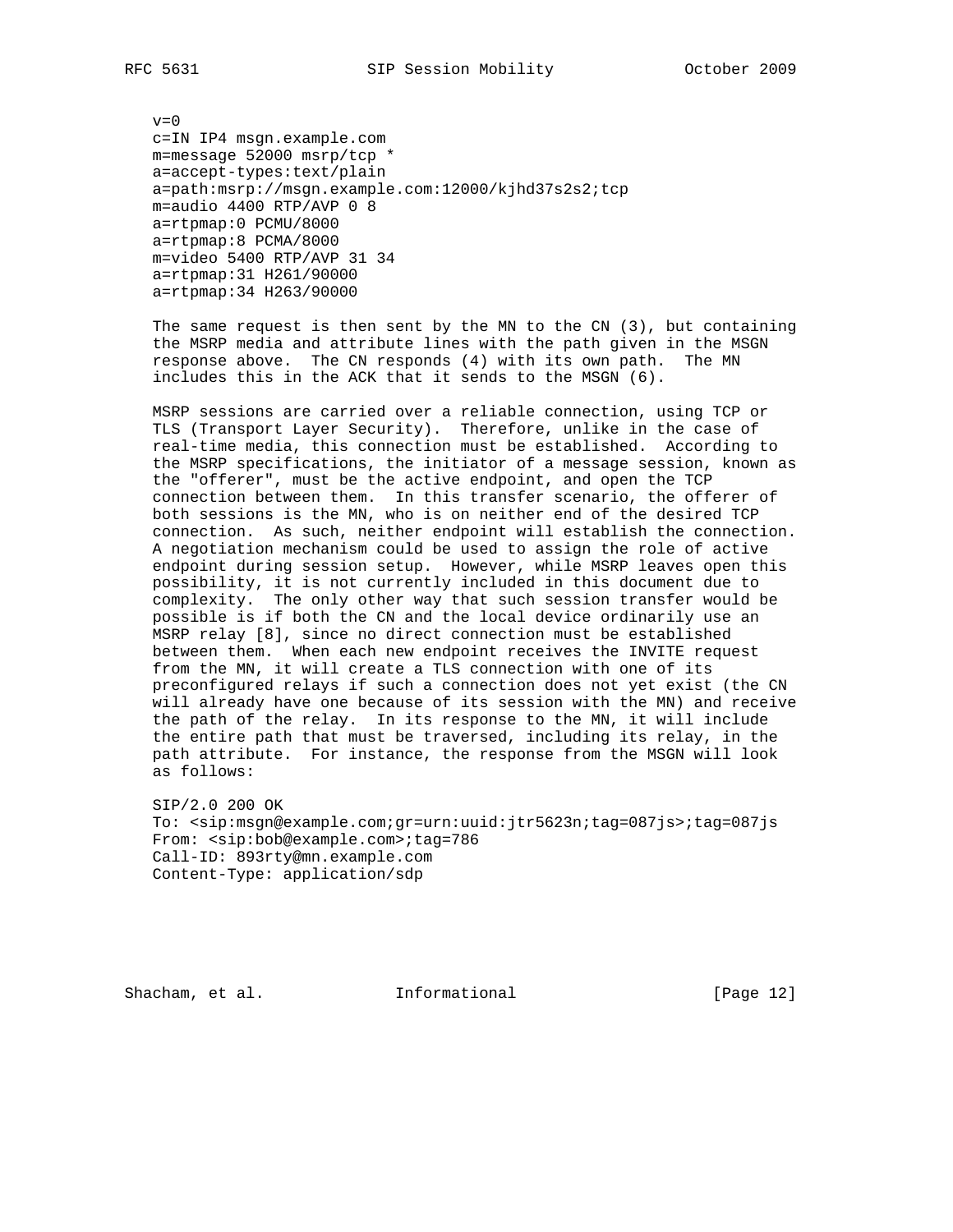```
v=0
c=IN IP4 msgn.example.com
m=message 52000 msrp/tcp *
a=accept-types:text/plain
a=path:msrp://msgn.example.com:12000/kjhd37s2s2;tcp
m=audio 4400 RTP/AVP 0 8
a=rtpmap:0 PCMU/8000
a=rtpmap:8 PCMA/8000
m=video 5400 RTP/AVP 31 34
a=rtpmap:31 H261/90000
a=rtpmap:34 H263/90000
```

The same request is then sent by the MN to the CN (3), but containing the MSRP media and attribute lines with the path given in the MSGN response above. The CN responds (4) with its own path. The MN includes this in the ACK that it sends to the MSGN (6).

MSRP sessions are carried over a reliable connection, using TCP or TLS (Transport Layer Security). Therefore, unlike in the case of real-time media, this connection must be established. According to the MSRP specifications, the initiator of a message session, known as the "offerer", must be the active endpoint, and open the TCP connection between them. In this transfer scenario, the offerer of both sessions is the MN, who is on neither end of the desired TCP connection. As such, neither endpoint will establish the connection. A negotiation mechanism could be used to assign the role of active endpoint during session setup. However, while MSRP leaves open this possibility, it is not currently included in this document due to complexity. The only other way that such session transfer would be possible is if both the CN and the local device ordinarily use an MSRP relay [8], since no direct connection must be established between them. When each new endpoint receives the INVITE request from the MN, it will create a TLS connection with one of its preconfigured relays if such a connection does not yet exist (the CN will already have one because of its session with the MN) and receive the path of the relay. In its response to the MN, it will include the entire path that must be traversed, including its relay, in the path attribute. For instance, the response from the MSGN will look as follows:

```
SIP/2.0 200 OK
To: <sip:msgn@example.com;gr=urn:uuid:jtr5623n;tag=087js>;tag=087js
From: <sip:bob@example.com>;tag=786
Call-ID: 893rty@mn.example.com
Content-Type: application/sdp
```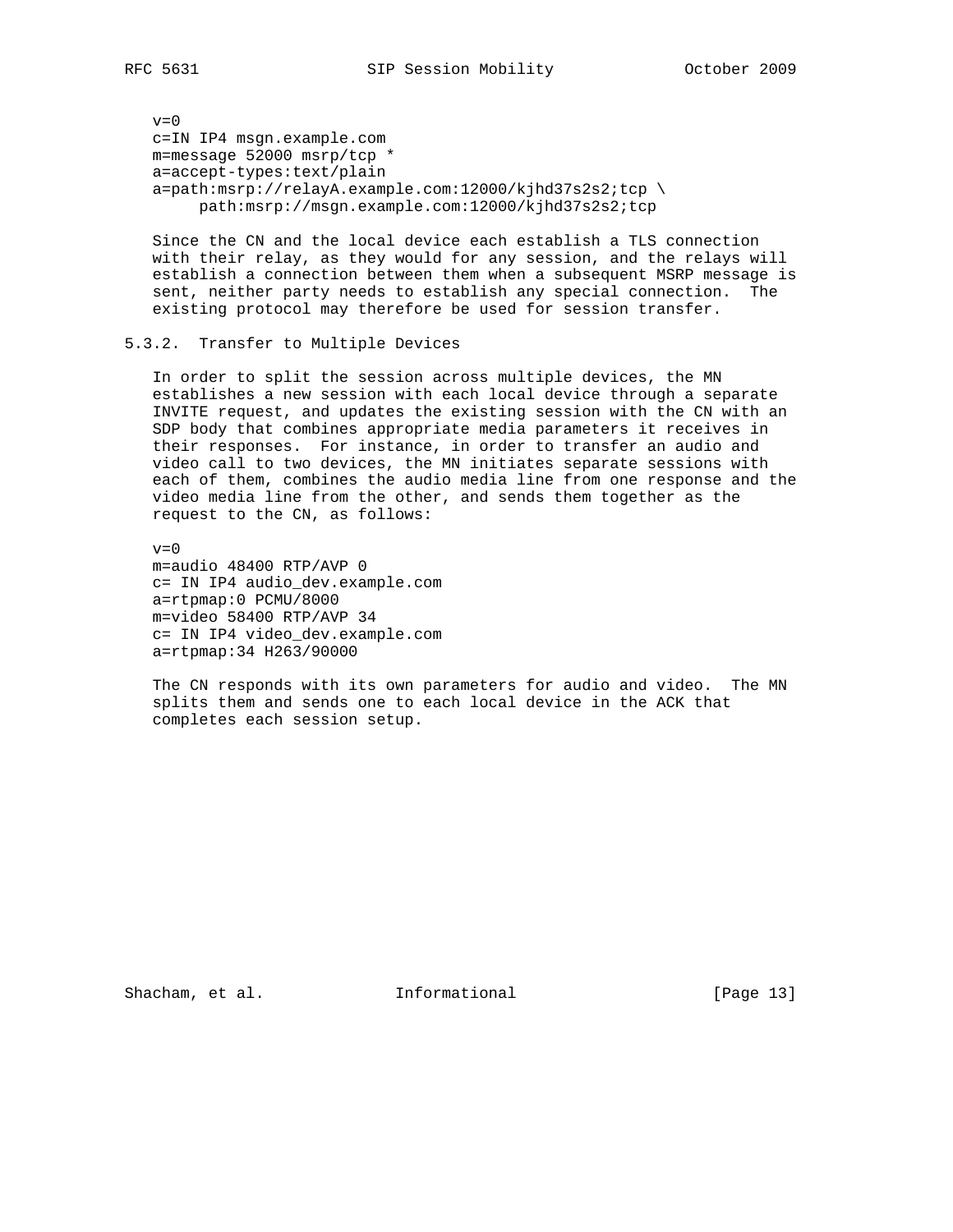```
v=0
c=IN IP4 msgn.example.com
m=message 52000 msrp/tcp *
a=accept-types:text/plain
a=path:msrp://relayA.example.com:12000/kjhd37s2s2;tcp \
     path:msrp://msgn.example.com:12000/kjhd37s2s2;tcp
```

Since the CN and the local device each establish a TLS connection with their relay, as they would for any session, and the relays will establish a connection between them when a subsequent MSRP message is sent, neither party needs to establish any special connection. The existing protocol may therefore be used for session transfer.

### 5.3.2. Transfer to Multiple Devices

In order to split the session across multiple devices, the MN establishes a new session with each local device through a separate INVITE request, and updates the existing session with the CN with an SDP body that combines appropriate media parameters it receives in their responses. For instance, in order to transfer an audio and video call to two devices, the MN initiates separate sessions with each of them, combines the audio media line from one response and the video media line from the other, and sends them together as the request to the CN, as follows:

```
v=0
m=audio 48400 RTP/AVP 0
c= IN IP4 audio_dev.example.com
a=rtpmap:0 PCMU/8000
m=video 58400 RTP/AVP 34
c= IN IP4 video_dev.example.com
a=rtpmap:34 H263/90000
```

The CN responds with its own parameters for audio and video. The MN splits them and sends one to each local device in the ACK that completes each session setup.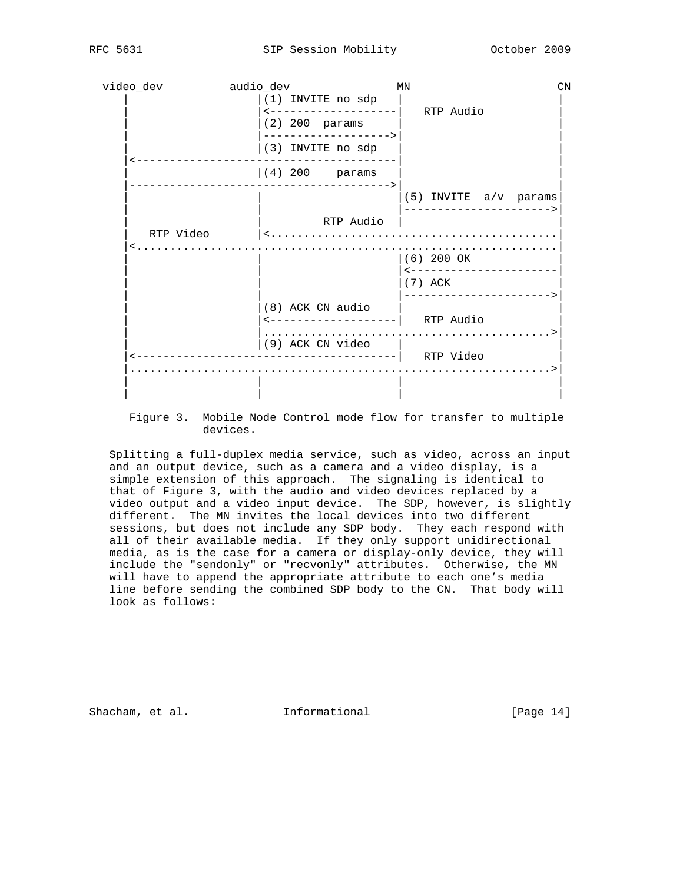```
 video_dev          audio_dev                MN                    CN
    |                   |(1) INVITE no sdp   |                      |
    |                   |<-------------------|   RTP Audio          |
    |                   |(2) 200  params     |                      |
    |                   |------------------->|                      |
    |                   |(3) INVITE no sdp   |                      |
    |<---------------------------------------|                      |
    |                   |(4) 200    params   |                      |
    |--------------------------------------->|                      |
    |                   |                    |(5) INVITE  a/v  params|
    |                   |                    |---------------------->|
    |                   |          RTP Audio |                      |
    |   RTP Video       |<.........................................|
    |<..........................................................|
    |                   |                    |(6) 200 OK            |
    |                   |                    |<----------------------|
    |                   |                    |(7) ACK               |
    |                   |                    |---------------------->|
    |                   |(8) ACK CN audio    |                      |
    |                   |<-------------------|   RTP Audio          |
    |                   |........................................>|
    |                   |(9) ACK CN video    |                      |
    |<---------------------------------------|   RTP Video          |
    |.........................................................>|
    |                   |                    |                      |
    |                   |                    |                      |
```

Figure 3. Mobile Node Control mode flow for transfer to multiple devices.

Splitting a full-duplex media service, such as video, across an input and an output device, such as a camera and a video display, is a simple extension of this approach. The signaling is identical to that of Figure 3, with the audio and video devices replaced by a video output and a video input device. The SDP, however, is slightly different. The MN invites the local devices into two different sessions, but does not include any SDP body. They each respond with all of their available media. If they only support unidirectional media, as is the case for a camera or display-only device, they will include the "sendonly" or "recvonly" attributes. Otherwise, the MN will have to append the appropriate attribute to each one's media line before sending the combined SDP body to the CN. That body will look as follows: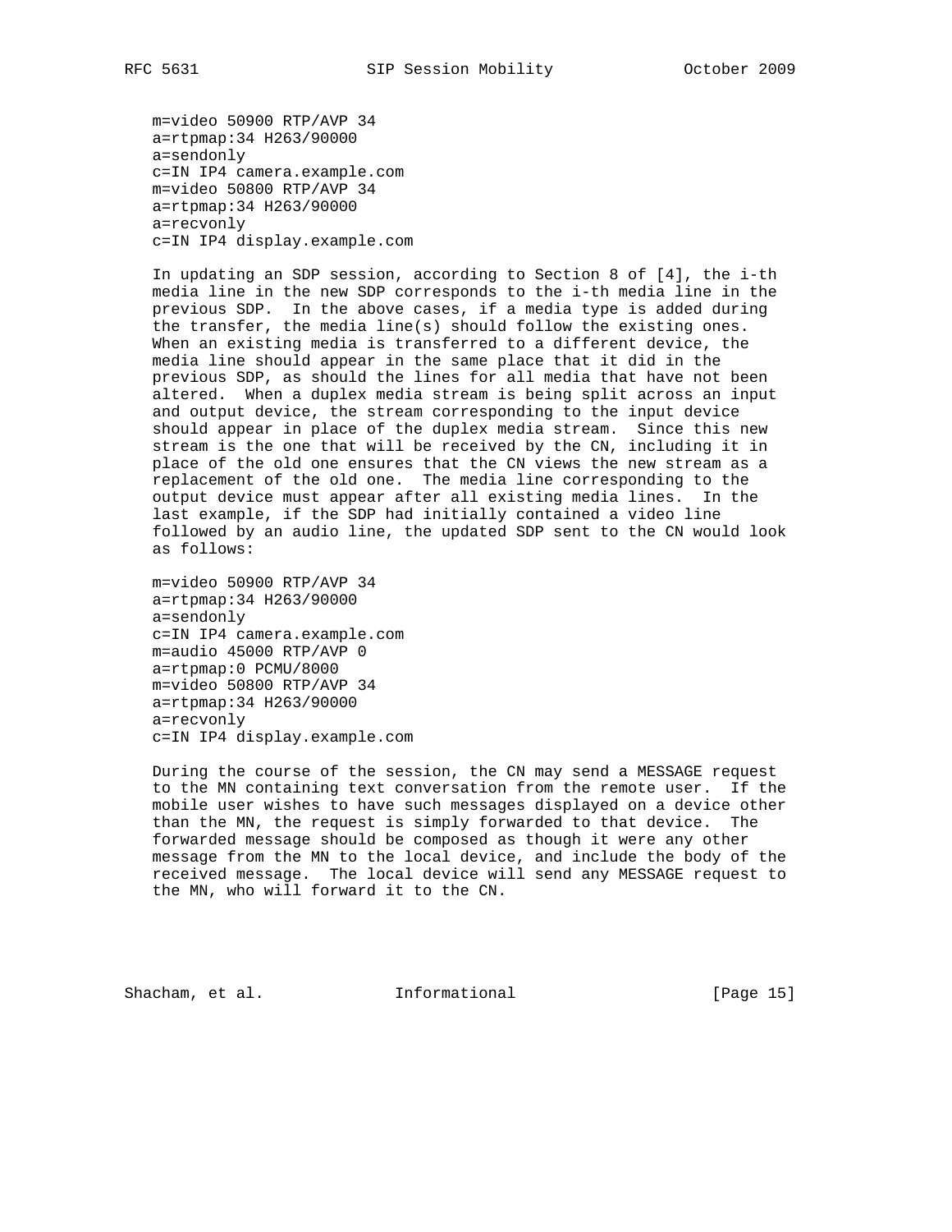```
m=video 50900 RTP/AVP 34
a=rtpmap:34 H263/90000
a=sendonly
c=IN IP4 camera.example.com
m=video 50800 RTP/AVP 34
a=rtpmap:34 H263/90000
a=recvonly
c=IN IP4 display.example.com
```

In updating an SDP session, according to Section 8 of [4], the i-th media line in the new SDP corresponds to the i-th media line in the previous SDP. In the above cases, if a media type is added during the transfer, the media line(s) should follow the existing ones. When an existing media is transferred to a different device, the media line should appear in the same place that it did in the previous SDP, as should the lines for all media that have not been altered. When a duplex media stream is being split across an input and output device, the stream corresponding to the input device should appear in place of the duplex media stream. Since this new stream is the one that will be received by the CN, including it in place of the old one ensures that the CN views the new stream as a replacement of the old one. The media line corresponding to the output device must appear after all existing media lines. In the last example, if the SDP had initially contained a video line followed by an audio line, the updated SDP sent to the CN would look as follows:

```
m=video 50900 RTP/AVP 34
a=rtpmap:34 H263/90000
a=sendonly
c=IN IP4 camera.example.com
m=audio 45000 RTP/AVP 0
a=rtpmap:0 PCMU/8000
m=video 50800 RTP/AVP 34
a=rtpmap:34 H263/90000
a=recvonly
c=IN IP4 display.example.com
```

During the course of the session, the CN may send a MESSAGE request to the MN containing text conversation from the remote user. If the mobile user wishes to have such messages displayed on a device other than the MN, the request is simply forwarded to that device. The forwarded message should be composed as though it were any other message from the MN to the local device, and include the body of the received message. The local device will send any MESSAGE request to the MN, who will forward it to the CN.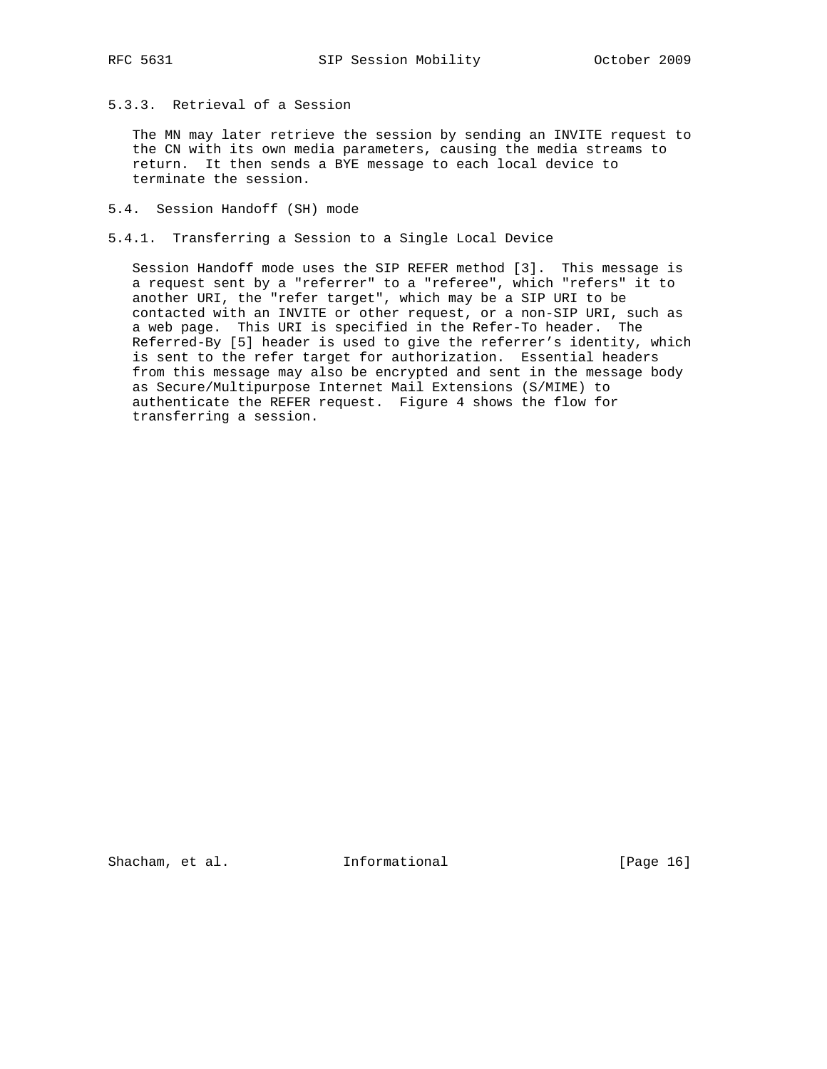### 5.3.3. Retrieval of a Session

The MN may later retrieve the session by sending an INVITE request to the CN with its own media parameters, causing the media streams to return. It then sends a BYE message to each local device to terminate the session.

## 5.4. Session Handoff (SH) mode

### 5.4.1. Transferring a Session to a Single Local Device

Session Handoff mode uses the SIP REFER method [3]. This message is a request sent by a "referrer" to a "referee", which "refers" it to another URI, the "refer target", which may be a SIP URI to be contacted with an INVITE or other request, or a non-SIP URI, such as a web page. This URI is specified in the Refer-To header. The Referred-By [5] header is used to give the referrer's identity, which is sent to the refer target for authorization. Essential headers from this message may also be encrypted and sent in the message body as Secure/Multipurpose Internet Mail Extensions (S/MIME) to authenticate the REFER request. Figure 4 shows the flow for transferring a session.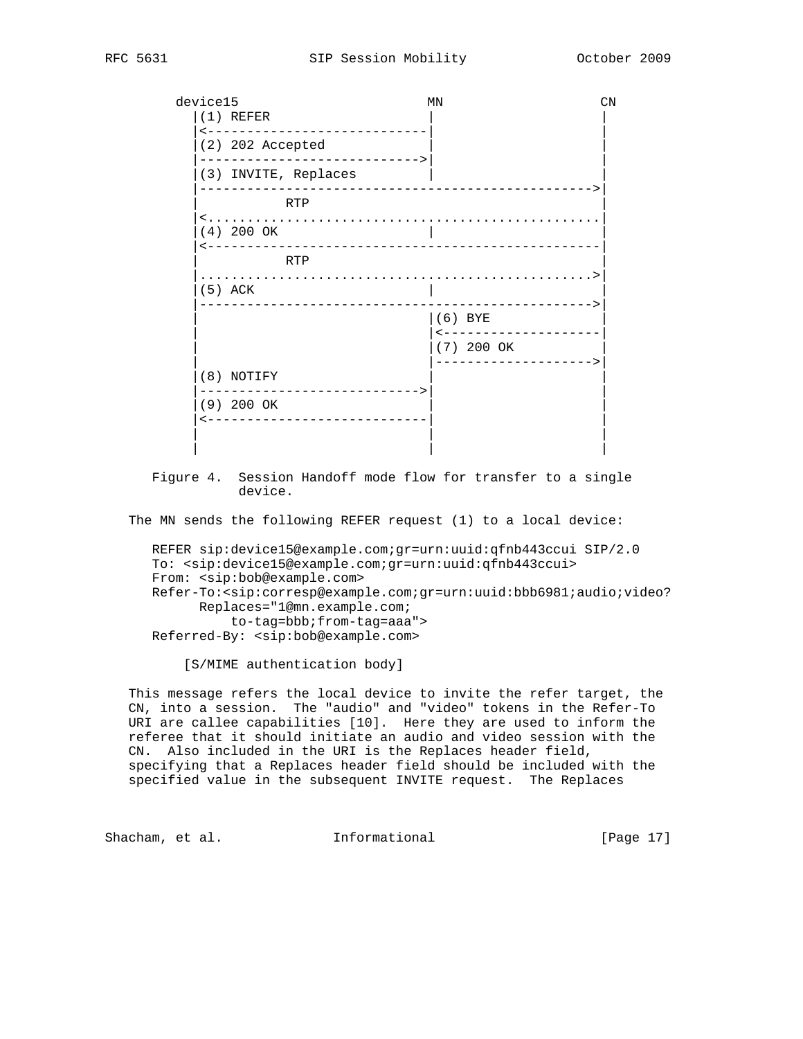```
   device15                        MN                  CN
     |(1) REFER                     |                   |
     |<-----------------------------|                   |
     |(2) 202 Accepted              |                   |
     |----------------------------->|                   |
     |(3) INVITE, Replaces          |                   |
     |------------------------------------------------->|
     |          RTP                                     |
     |<.................................................|
     |(4) 200 OK                    |                   |
     |<-------------------------------------------------|
     |          RTP                                     |
     |.................................................>|
     |(5) ACK                       |                   |
     |------------------------------------------------->|
     |                              |(6) BYE            |
     |                              |<------------------|
     |                              |(7) 200 OK         |
     |                              |------------------>|
     |(8) NOTIFY                    |                   |
     |----------------------------->|                   |
     |(9) 200 OK                    |                   |
     |<-----------------------------|                   |
     |                              |                   |
     |                              |                   |
```

Figure 4. Session Handoff mode flow for transfer to a single device.

The MN sends the following REFER request (1) to a local device:

```
REFER sip:device15@example.com;gr=urn:uuid:qfnb443ccui SIP/2.0
To: <sip:device15@example.com;gr=urn:uuid:qfnb443ccui>
From: <sip:bob@example.com>
Refer-To:<sip:corresp@example.com;gr=urn:uuid:bbb6981;audio;video?
      Replaces="1@mn.example.com;
          to-tag=bbb;from-tag=aaa">
Referred-By: <sip:bob@example.com>

    [S/MIME authentication body]
```

This message refers the local device to invite the refer target, the CN, into a session. The "audio" and "video" tokens in the Refer-To URI are callee capabilities [10]. Here they are used to inform the referee that it should initiate an audio and video session with the CN. Also included in the URI is the Replaces header field, specifying that a Replaces header field should be included with the specified value in the subsequent INVITE request. The Replaces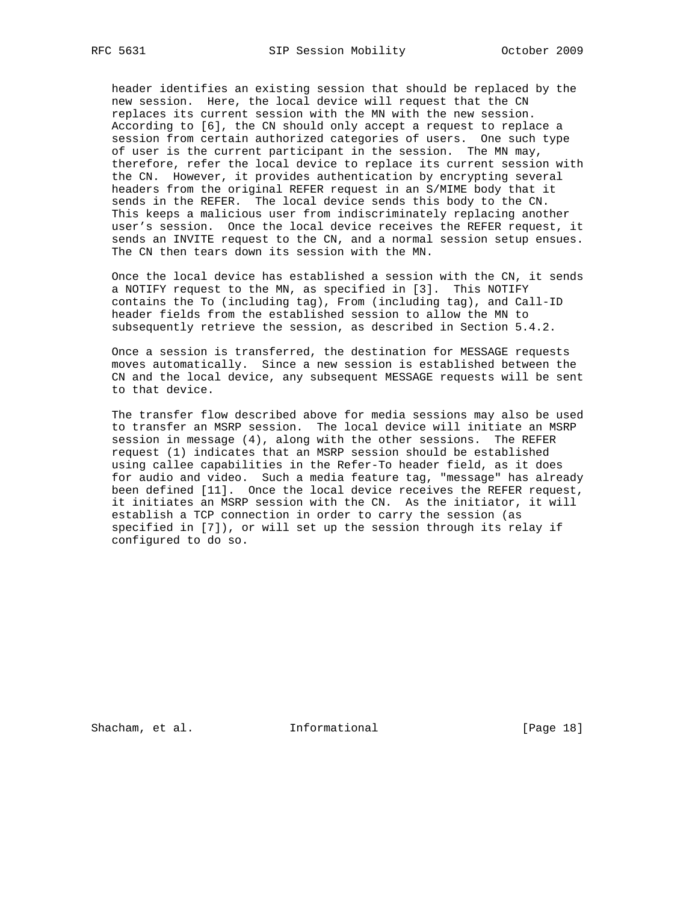header identifies an existing session that should be replaced by the new session. Here, the local device will request that the CN replaces its current session with the MN with the new session. According to [6], the CN should only accept a request to replace a session from certain authorized categories of users. One such type of user is the current participant in the session. The MN may, therefore, refer the local device to replace its current session with the CN. However, it provides authentication by encrypting several headers from the original REFER request in an S/MIME body that it sends in the REFER. The local device sends this body to the CN. This keeps a malicious user from indiscriminately replacing another user's session. Once the local device receives the REFER request, it sends an INVITE request to the CN, and a normal session setup ensues. The CN then tears down its session with the MN.

Once the local device has established a session with the CN, it sends a NOTIFY request to the MN, as specified in [3]. This NOTIFY contains the To (including tag), From (including tag), and Call-ID header fields from the established session to allow the MN to subsequently retrieve the session, as described in Section 5.4.2.

Once a session is transferred, the destination for MESSAGE requests moves automatically. Since a new session is established between the CN and the local device, any subsequent MESSAGE requests will be sent to that device.

The transfer flow described above for media sessions may also be used to transfer an MSRP session. The local device will initiate an MSRP session in message (4), along with the other sessions. The REFER request (1) indicates that an MSRP session should be established using callee capabilities in the Refer-To header field, as it does for audio and video. Such a media feature tag, "message" has already been defined [11]. Once the local device receives the REFER request, it initiates an MSRP session with the CN. As the initiator, it will establish a TCP connection in order to carry the session (as specified in [7]), or will set up the session through its relay if configured to do so.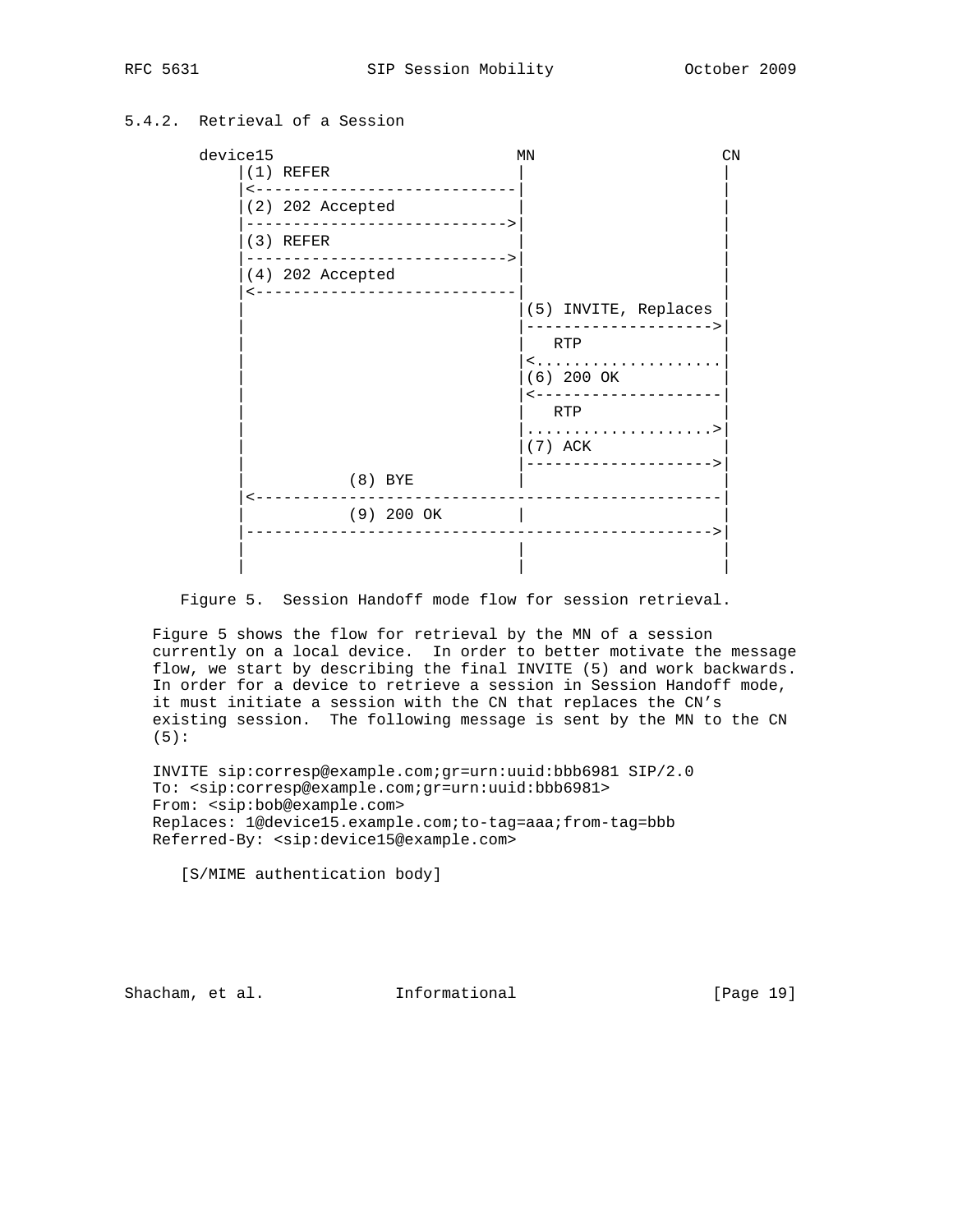### 5.4.2. Retrieval of a Session

```
       device15                        MN                  CN
          |(1) REFER                    |                    |
          |<----------------------------|                    |
          |(2) 202 Accepted             |                    |
          |---------------------------->|                    |
          |(3) REFER                    |                    |
          |---------------------------->|                    |
          |(4) 202 Accepted             |                    |
          |<----------------------------|                    |
          |                             |(5) INVITE, Replaces |
          |                             |------------------->|
          |                             |   RTP              |
          |                             |<...................|
          |                             |(6) 200 OK          |
          |                             |<-------------------|
          |                             |   RTP              |
          |                             |...................>|
          |                             |(7) ACK             |
          |                             |------------------->|
          |           (8) BYE           |                    |
          |<-------------------------------------------------|
          |           (9) 200 OK        |                    |
          |------------------------------------------------->|
          |                             |                    |
          |                             |                    |
```

Figure 5. Session Handoff mode flow for session retrieval.

Figure 5 shows the flow for retrieval by the MN of a session currently on a local device. In order to better motivate the message flow, we start by describing the final INVITE (5) and work backwards. In order for a device to retrieve a session in Session Handoff mode, it must initiate a session with the CN that replaces the CN's existing session. The following message is sent by the MN to the CN (5):

```
INVITE sip:corresp@example.com;gr=urn:uuid:bbb6981 SIP/2.0
To: <sip:corresp@example.com;gr=urn:uuid:bbb6981>
From: <sip:bob@example.com>
Replaces: 1@device15.example.com;to-tag=aaa;from-tag=bbb
Referred-By: <sip:device15@example.com>

   [S/MIME authentication body]
```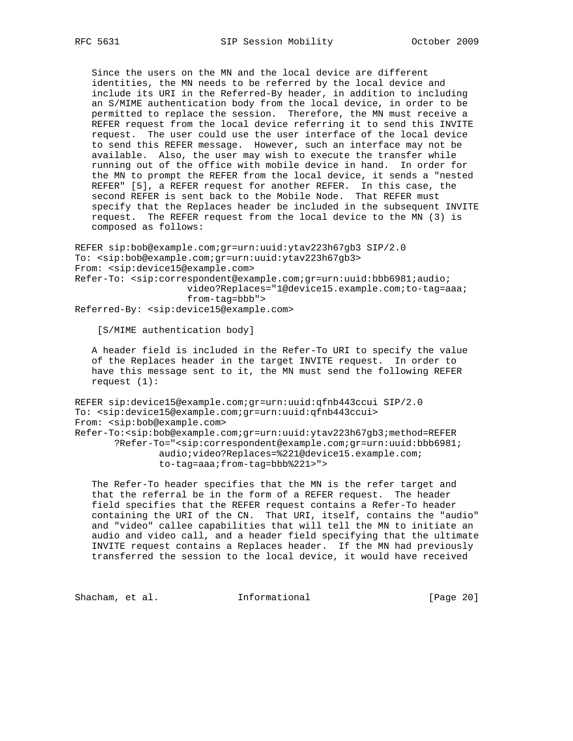Since the users on the MN and the local device are different identities, the MN needs to be referred by the local device and include its URI in the Referred-By header, in addition to including an S/MIME authentication body from the local device, in order to be permitted to replace the session. Therefore, the MN must receive a REFER request from the local device referring it to send this INVITE request. The user could use the user interface of the local device to send this REFER message. However, such an interface may not be available. Also, the user may wish to execute the transfer while running out of the office with mobile device in hand. In order for the MN to prompt the REFER from the local device, it sends a "nested REFER" [5], a REFER request for another REFER. In this case, the second REFER is sent back to the Mobile Node. That REFER must specify that the Replaces header be included in the subsequent INVITE request. The REFER request from the local device to the MN (3) is composed as follows:

```
REFER sip:bob@example.com;gr=urn:uuid:ytav223h67gb3 SIP/2.0
To: <sip:bob@example.com;gr=urn:uuid:ytav223h67gb3>
From: <sip:device15@example.com>
Refer-To: <sip:correspondent@example.com;gr=urn:uuid:bbb6981;audio;
                    video?Replaces="1@device15.example.com;to-tag=aaa;
                    from-tag=bbb">
Referred-By: <sip:device15@example.com>

    [S/MIME authentication body]
```

A header field is included in the Refer-To URI to specify the value of the Replaces header in the target INVITE request. In order to have this message sent to it, the MN must send the following REFER request (1):

```
REFER sip:device15@example.com;gr=urn:uuid:qfnb443ccui SIP/2.0
To: <sip:device15@example.com;gr=urn:uuid:qfnb443ccui>
From: <sip:bob@example.com>
Refer-To:<sip:bob@example.com;gr=urn:uuid:ytav223h67gb3;method=REFER
       ?Refer-To="<sip:correspondent@example.com;gr=urn:uuid:bbb6981;
               audio;video?Replaces=%221@device15.example.com;
               to-tag=aaa;from-tag=bbb%221>">
```

The Refer-To header specifies that the MN is the refer target and that the referral be in the form of a REFER request. The header field specifies that the REFER request contains a Refer-To header containing the URI of the CN. That URI, itself, contains the "audio" and "video" callee capabilities that will tell the MN to initiate an audio and video call, and a header field specifying that the ultimate INVITE request contains a Replaces header. If the MN had previously transferred the session to the local device, it would have received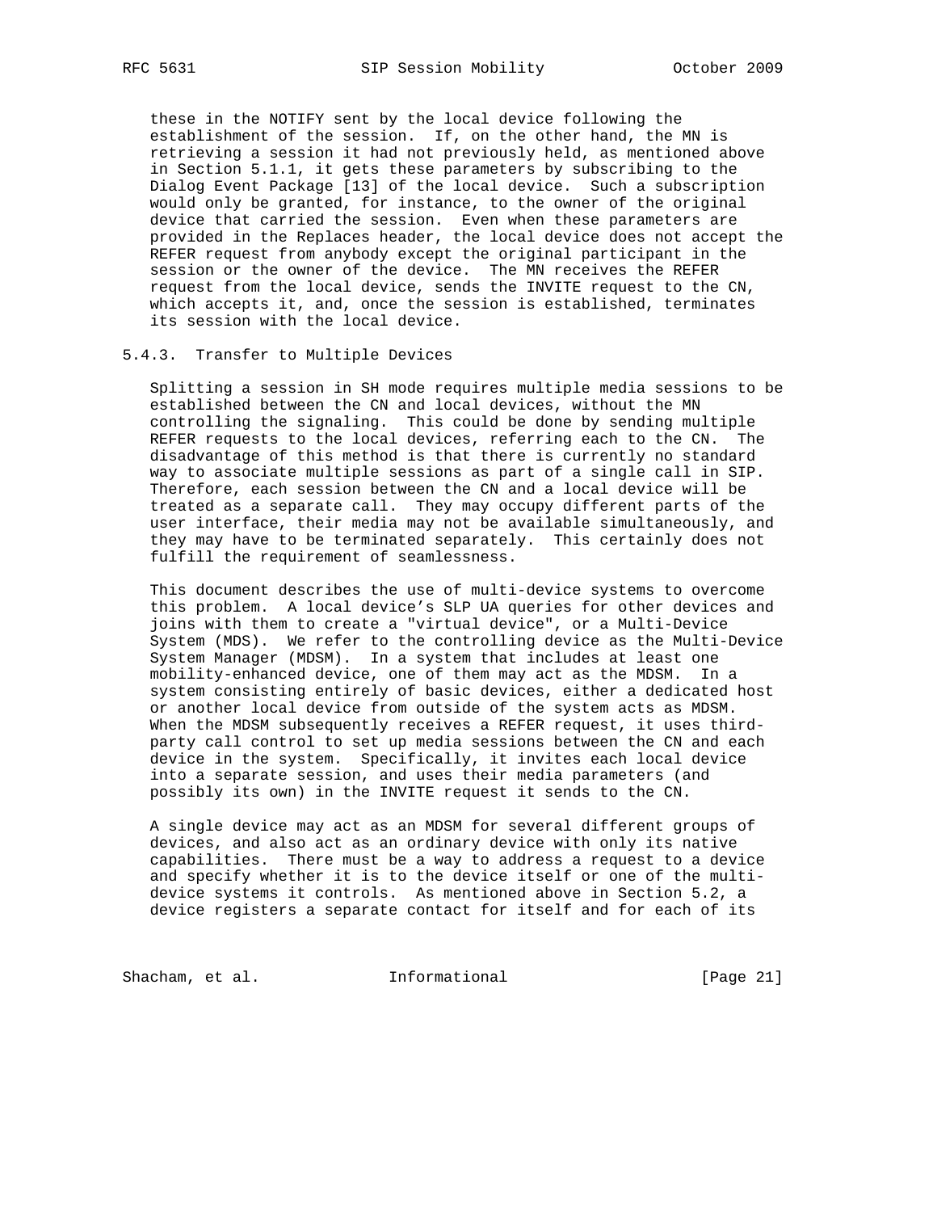these in the NOTIFY sent by the local device following the establishment of the session. If, on the other hand, the MN is retrieving a session it had not previously held, as mentioned above in Section 5.1.1, it gets these parameters by subscribing to the Dialog Event Package [13] of the local device. Such a subscription would only be granted, for instance, to the owner of the original device that carried the session. Even when these parameters are provided in the Replaces header, the local device does not accept the REFER request from anybody except the original participant in the session or the owner of the device. The MN receives the REFER request from the local device, sends the INVITE request to the CN, which accepts it, and, once the session is established, terminates its session with the local device.

### 5.4.3. Transfer to Multiple Devices

Splitting a session in SH mode requires multiple media sessions to be established between the CN and local devices, without the MN controlling the signaling. This could be done by sending multiple REFER requests to the local devices, referring each to the CN. The disadvantage of this method is that there is currently no standard way to associate multiple sessions as part of a single call in SIP. Therefore, each session between the CN and a local device will be treated as a separate call. They may occupy different parts of the user interface, their media may not be available simultaneously, and they may have to be terminated separately. This certainly does not fulfill the requirement of seamlessness.

This document describes the use of multi-device systems to overcome this problem. A local device's SLP UA queries for other devices and joins with them to create a "virtual device", or a Multi-Device System (MDS). We refer to the controlling device as the Multi-Device System Manager (MDSM). In a system that includes at least one mobility-enhanced device, one of them may act as the MDSM. In a system consisting entirely of basic devices, either a dedicated host or another local device from outside of the system acts as MDSM. When the MDSM subsequently receives a REFER request, it uses third-party call control to set up media sessions between the CN and each device in the system. Specifically, it invites each local device into a separate session, and uses their media parameters (and possibly its own) in the INVITE request it sends to the CN.

A single device may act as an MDSM for several different groups of devices, and also act as an ordinary device with only its native capabilities. There must be a way to address a request to a device and specify whether it is to the device itself or one of the multi-device systems it controls. As mentioned above in Section 5.2, a device registers a separate contact for itself and for each of its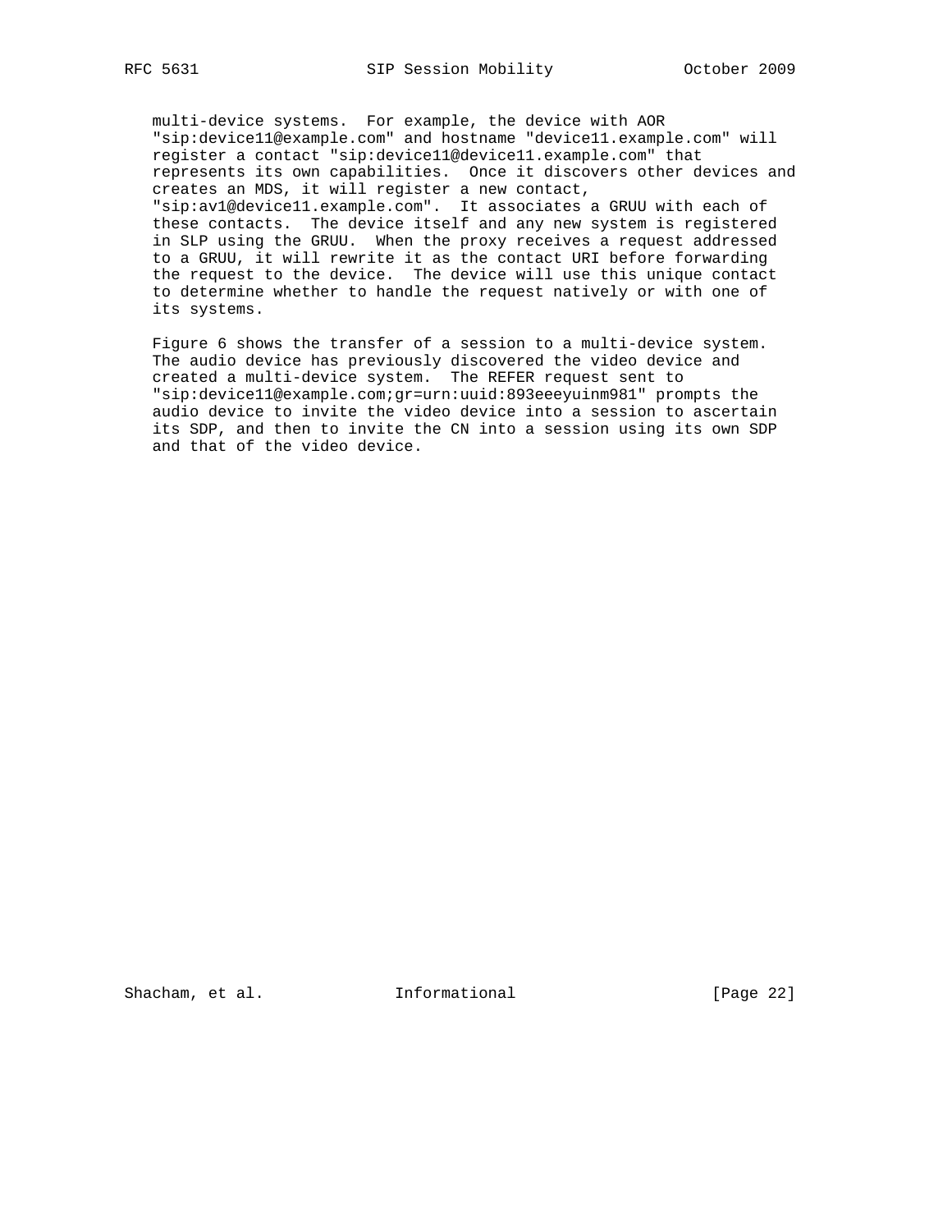multi-device systems. For example, the device with AOR "sip:device11@example.com" and hostname "device11.example.com" will register a contact "sip:device11@device11.example.com" that represents its own capabilities. Once it discovers other devices and creates an MDS, it will register a new contact, "sip:av1@device11.example.com". It associates a GRUU with each of these contacts. The device itself and any new system is registered in SLP using the GRUU. When the proxy receives a request addressed to a GRUU, it will rewrite it as the contact URI before forwarding the request to the device. The device will use this unique contact to determine whether to handle the request natively or with one of its systems.

Figure 6 shows the transfer of a session to a multi-device system. The audio device has previously discovered the video device and created a multi-device system. The REFER request sent to "sip:device11@example.com;gr=urn:uuid:893eeeyuinm981" prompts the audio device to invite the video device into a session to ascertain its SDP, and then to invite the CN into a session using its own SDP and that of the video device.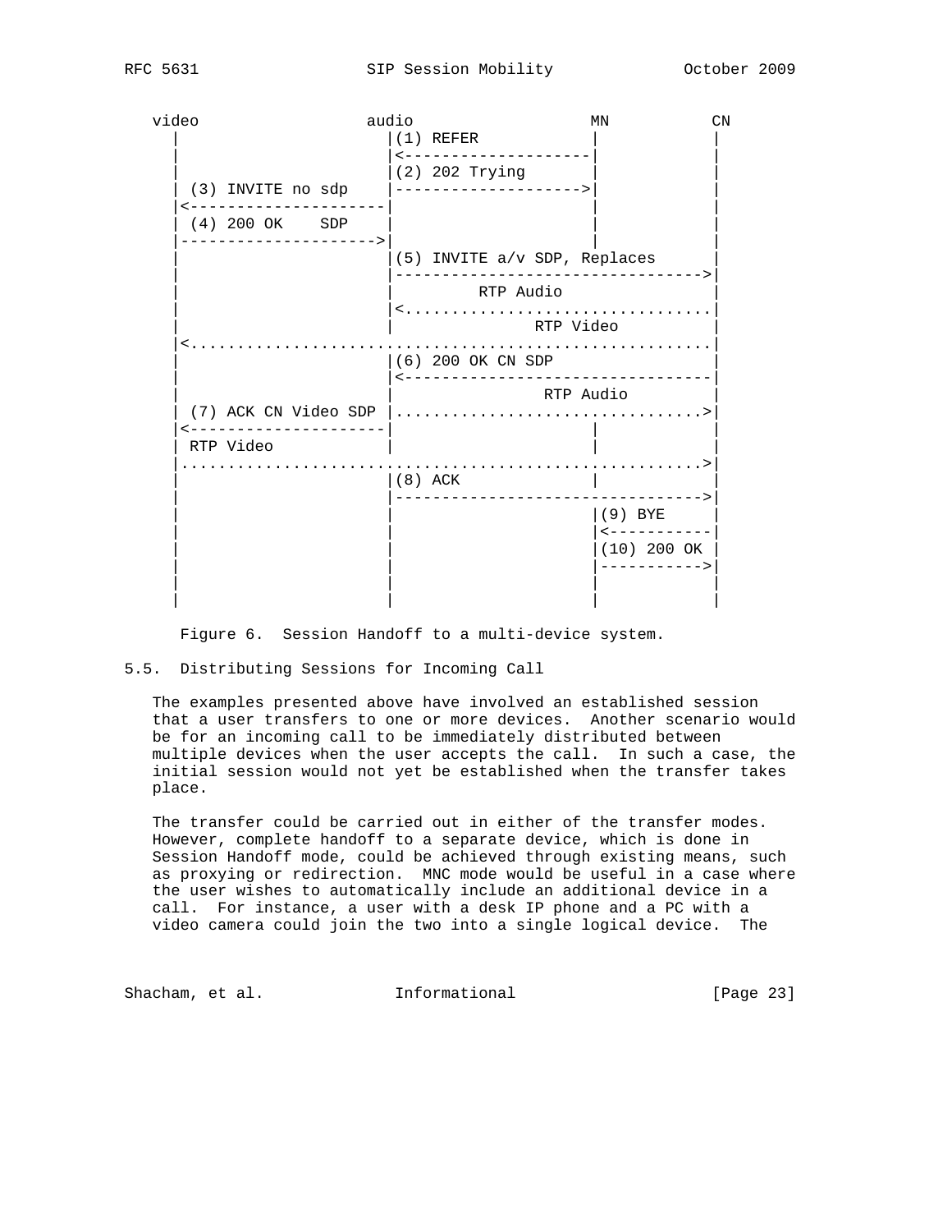```
   video                 audio                 MN          CN
     |                     |(1) REFER           |           |
     |                     |<-------------------|           |
     |                     |(2) 202 Trying      |           |
     | (3) INVITE no sdp   |------------------->|           |
     |<--------------------|                    |           |
     | (4) 200 OK    SDP   |                    |           |
     |-------------------->|                    |           |
     |                     |(5) INVITE a/v SDP, Replaces    |
     |                     |------------------------------->|
     |                     |         RTP Audio              |
     |                     |<...............................|
     |                     |               RTP Video        |
     |<.....................................................|
     |                     |(6) 200 OK CN SDP               |
     |                     |<-------------------------------|
     |                     |                RTP Audio       |
     | (7) ACK CN Video SDP |...............................>|
     |<--------------------|                    |           |
     | RTP Video           |                    |           |
     |.....................................................>|
     |                     |(8) ACK             |           |
     |                     |------------------------------->|
     |                     |                    |(9) BYE    |
     |                     |                    |<----------|
     |                     |                    |(10) 200 OK|
     |                     |                    |---------->|
     |                     |                    |           |
     |                     |                    |           |
```

Figure 6. Session Handoff to a multi-device system.

## 5.5. Distributing Sessions for Incoming Call

The examples presented above have involved an established session that a user transfers to one or more devices. Another scenario would be for an incoming call to be immediately distributed between multiple devices when the user accepts the call. In such a case, the initial session would not yet be established when the transfer takes place.

The transfer could be carried out in either of the transfer modes. However, complete handoff to a separate device, which is done in Session Handoff mode, could be achieved through existing means, such as proxying or redirection. MNC mode would be useful in a case where the user wishes to automatically include an additional device in a call. For instance, a user with a desk IP phone and a PC with a video camera could join the two into a single logical device. The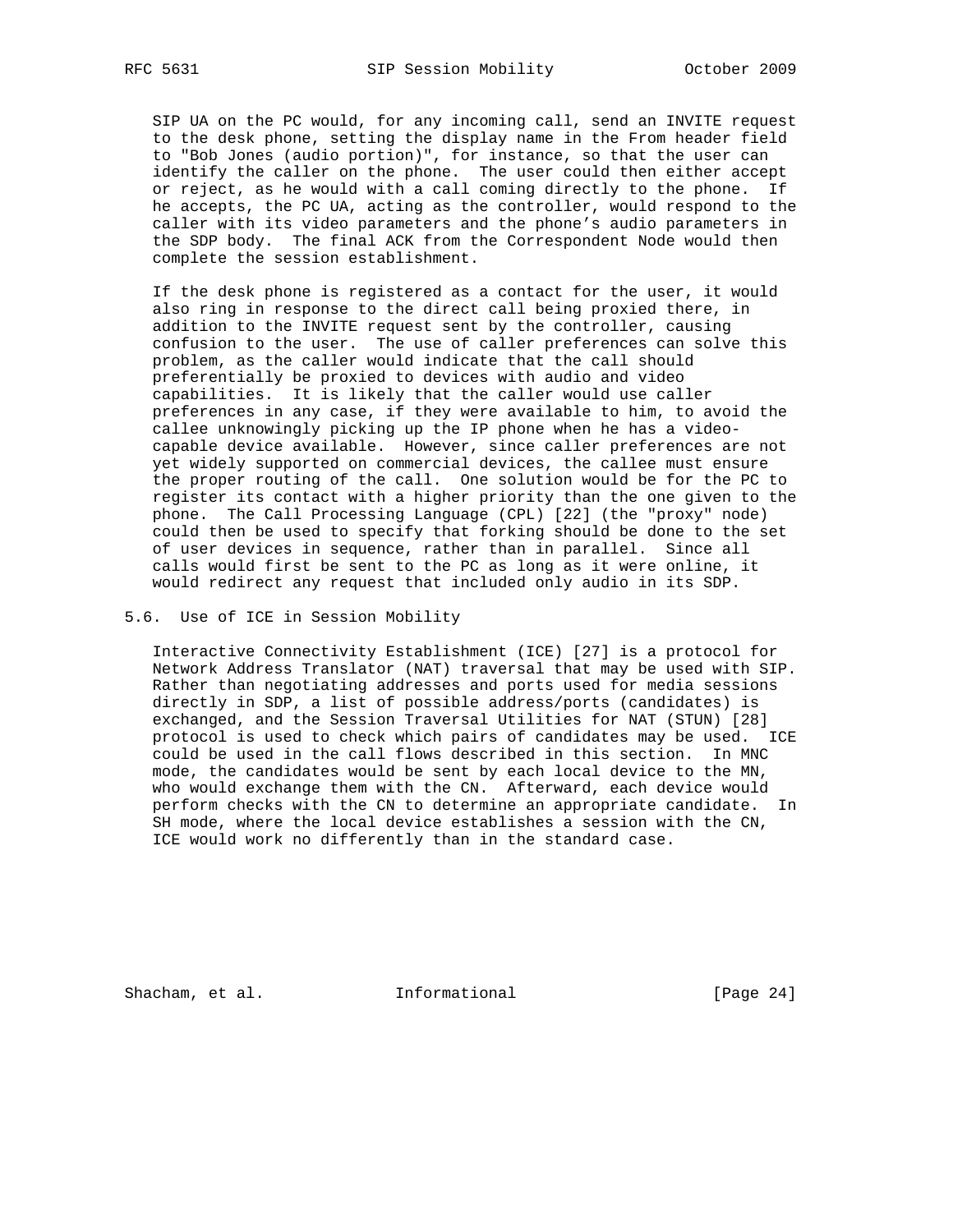SIP UA on the PC would, for any incoming call, send an INVITE request to the desk phone, setting the display name in the From header field to "Bob Jones (audio portion)", for instance, so that the user can identify the caller on the phone. The user could then either accept or reject, as he would with a call coming directly to the phone. If he accepts, the PC UA, acting as the controller, would respond to the caller with its video parameters and the phone's audio parameters in the SDP body. The final ACK from the Correspondent Node would then complete the session establishment.

If the desk phone is registered as a contact for the user, it would also ring in response to the direct call being proxied there, in addition to the INVITE request sent by the controller, causing confusion to the user. The use of caller preferences can solve this problem, as the caller would indicate that the call should preferentially be proxied to devices with audio and video capabilities. It is likely that the caller would use caller preferences in any case, if they were available to him, to avoid the callee unknowingly picking up the IP phone when he has a video-capable device available. However, since caller preferences are not yet widely supported on commercial devices, the callee must ensure the proper routing of the call. One solution would be for the PC to register its contact with a higher priority than the one given to the phone. The Call Processing Language (CPL) [22] (the "proxy" node) could then be used to specify that forking should be done to the set of user devices in sequence, rather than in parallel. Since all calls would first be sent to the PC as long as it were online, it would redirect any request that included only audio in its SDP.

## 5.6. Use of ICE in Session Mobility

Interactive Connectivity Establishment (ICE) [27] is a protocol for Network Address Translator (NAT) traversal that may be used with SIP. Rather than negotiating addresses and ports used for media sessions directly in SDP, a list of possible address/ports (candidates) is exchanged, and the Session Traversal Utilities for NAT (STUN) [28] protocol is used to check which pairs of candidates may be used. ICE could be used in the call flows described in this section. In MNC mode, the candidates would be sent by each local device to the MN, who would exchange them with the CN. Afterward, each device would perform checks with the CN to determine an appropriate candidate. In SH mode, where the local device establishes a session with the CN, ICE would work no differently than in the standard case.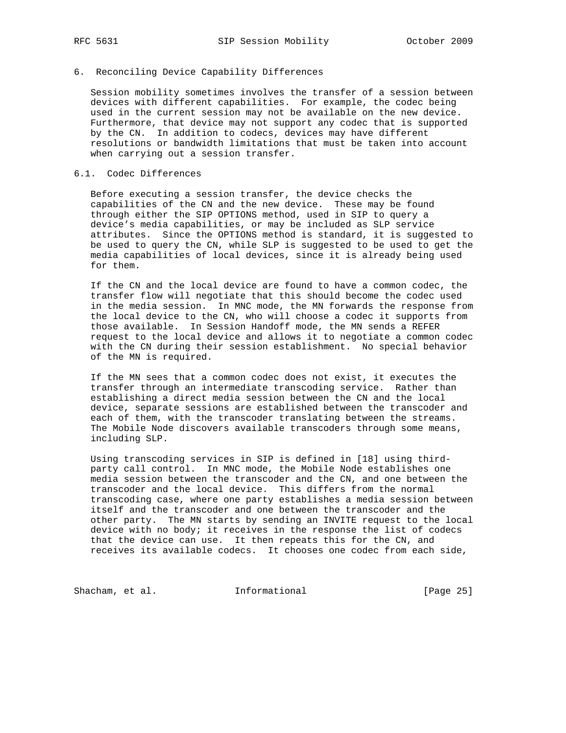## 6. Reconciling Device Capability Differences

Session mobility sometimes involves the transfer of a session between devices with different capabilities. For example, the codec being used in the current session may not be available on the new device. Furthermore, that device may not support any codec that is supported by the CN. In addition to codecs, devices may have different resolutions or bandwidth limitations that must be taken into account when carrying out a session transfer.

### 6.1. Codec Differences

Before executing a session transfer, the device checks the capabilities of the CN and the new device. These may be found through either the SIP OPTIONS method, used in SIP to query a device's media capabilities, or may be included as SLP service attributes. Since the OPTIONS method is standard, it is suggested to be used to query the CN, while SLP is suggested to be used to get the media capabilities of local devices, since it is already being used for them.

If the CN and the local device are found to have a common codec, the transfer flow will negotiate that this should become the codec used in the media session. In MNC mode, the MN forwards the response from the local device to the CN, who will choose a codec it supports from those available. In Session Handoff mode, the MN sends a REFER request to the local device and allows it to negotiate a common codec with the CN during their session establishment. No special behavior of the MN is required.

If the MN sees that a common codec does not exist, it executes the transfer through an intermediate transcoding service. Rather than establishing a direct media session between the CN and the local device, separate sessions are established between the transcoder and each of them, with the transcoder translating between the streams. The Mobile Node discovers available transcoders through some means, including SLP.

Using transcoding services in SIP is defined in [18] using third-party call control. In MNC mode, the Mobile Node establishes one media session between the transcoder and the CN, and one between the transcoder and the local device. This differs from the normal transcoding case, where one party establishes a media session between itself and the transcoder and one between the transcoder and the other party. The MN starts by sending an INVITE request to the local device with no body; it receives in the response the list of codecs that the device can use. It then repeats this for the CN, and receives its available codecs. It chooses one codec from each side,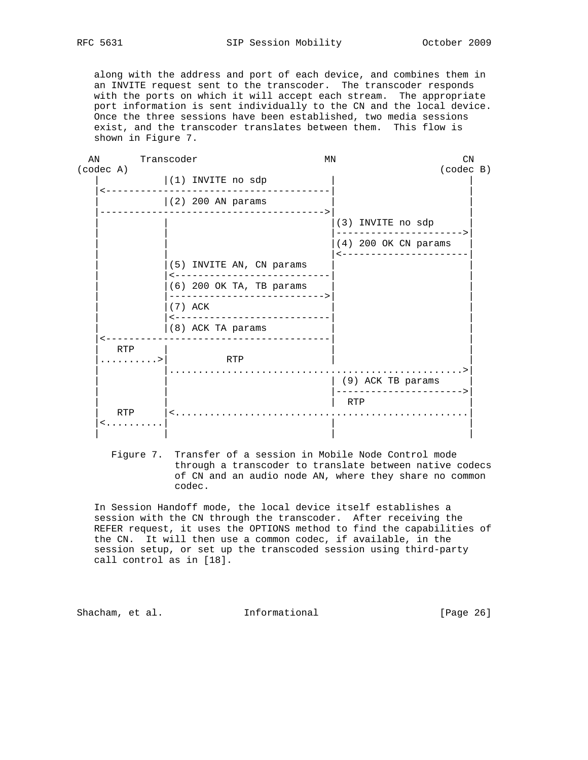along with the address and port of each device, and combines them in an INVITE request sent to the transcoder. The transcoder responds with the ports on which it will accept each stream. The appropriate port information is sent individually to the CN and the local device. Once the three sessions have been established, two media sessions exist, and the transcoder translates between them. This flow is shown in Figure 7.

```
  AN       Transcoder                     MN                      CN
(codec A)                                                    (codec B)
   |           |(1) INVITE no sdp          |                      |
   |<--------------------------------------|                      |
   |           |(2) 200 AN params          |                      |
   |-------------------------------------->|                      |
   |           |                           |(3) INVITE no sdp     |
   |           |                           |--------------------->|
   |           |                           |(4) 200 OK CN params  |
   |           |                           |<---------------------|
   |           |(5) INVITE AN, CN params   |                      |
   |           |<--------------------------|                      |
   |           |(6) 200 OK TA, TB params   |                      |
   |           |-------------------------->|                      |
   |           |(7) ACK                    |                      |
   |           |<--------------------------|                      |
   |           |(8) ACK TA params          |                      |
   |<--------------------------------------|                      |
   |   RTP     |                           |                      |
   |.........>|          RTP              |                      |
   |           |................................................>|
   |           |                           | (9) ACK TB params    |
   |           |                           |--------------------->|
   |           |                           |  RTP                 |
   |   RTP     |<.................................................|
   |<..........|                           |                      |
   |           |                           |                      |
```

Figure 7. Transfer of a session in Mobile Node Control mode through a transcoder to translate between native codecs of CN and an audio node AN, where they share no common codec.

In Session Handoff mode, the local device itself establishes a session with the CN through the transcoder. After receiving the REFER request, it uses the OPTIONS method to find the capabilities of the CN. It will then use a common codec, if available, in the session setup, or set up the transcoded session using third-party call control as in [18].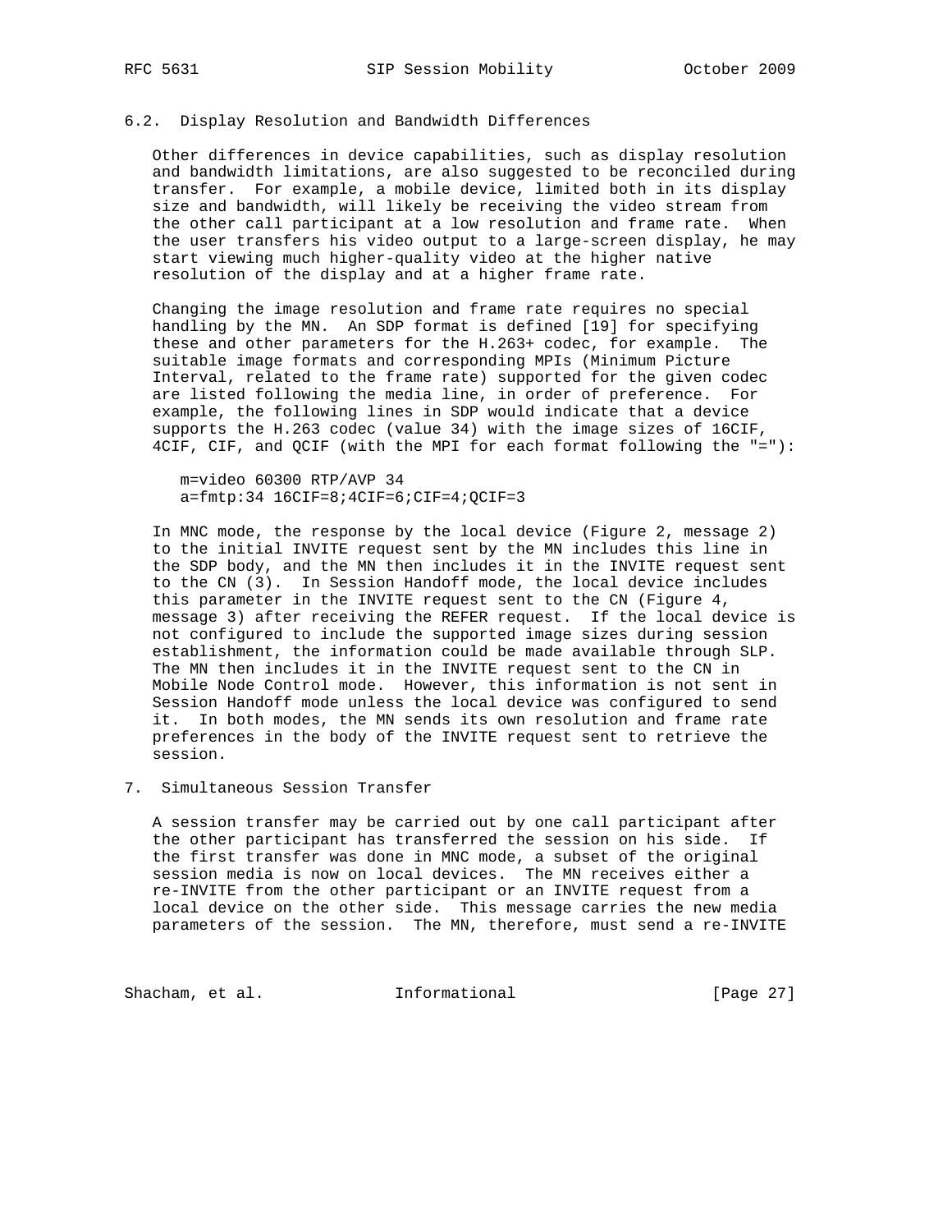### 6.2. Display Resolution and Bandwidth Differences

Other differences in device capabilities, such as display resolution and bandwidth limitations, are also suggested to be reconciled during transfer. For example, a mobile device, limited both in its display size and bandwidth, will likely be receiving the video stream from the other call participant at a low resolution and frame rate. When the user transfers his video output to a large-screen display, he may start viewing much higher-quality video at the higher native resolution of the display and at a higher frame rate.

Changing the image resolution and frame rate requires no special handling by the MN. An SDP format is defined [19] for specifying these and other parameters for the H.263+ codec, for example. The suitable image formats and corresponding MPIs (Minimum Picture Interval, related to the frame rate) supported for the given codec are listed following the media line, in order of preference. For example, the following lines in SDP would indicate that a device supports the H.263 codec (value 34) with the image sizes of 16CIF, 4CIF, CIF, and QCIF (with the MPI for each format following the "="):

```
m=video 60300 RTP/AVP 34
a=fmtp:34 16CIF=8;4CIF=6;CIF=4;QCIF=3
```

In MNC mode, the response by the local device (Figure 2, message 2) to the initial INVITE request sent by the MN includes this line in the SDP body, and the MN then includes it in the INVITE request sent to the CN (3). In Session Handoff mode, the local device includes this parameter in the INVITE request sent to the CN (Figure 4, message 3) after receiving the REFER request. If the local device is not configured to include the supported image sizes during session establishment, the information could be made available through SLP. The MN then includes it in the INVITE request sent to the CN in Mobile Node Control mode. However, this information is not sent in Session Handoff mode unless the local device was configured to send it. In both modes, the MN sends its own resolution and frame rate preferences in the body of the INVITE request sent to retrieve the session.

## 7. Simultaneous Session Transfer

A session transfer may be carried out by one call participant after the other participant has transferred the session on his side. If the first transfer was done in MNC mode, a subset of the original session media is now on local devices. The MN receives either a re-INVITE from the other participant or an INVITE request from a local device on the other side. This message carries the new media parameters of the session. The MN, therefore, must send a re-INVITE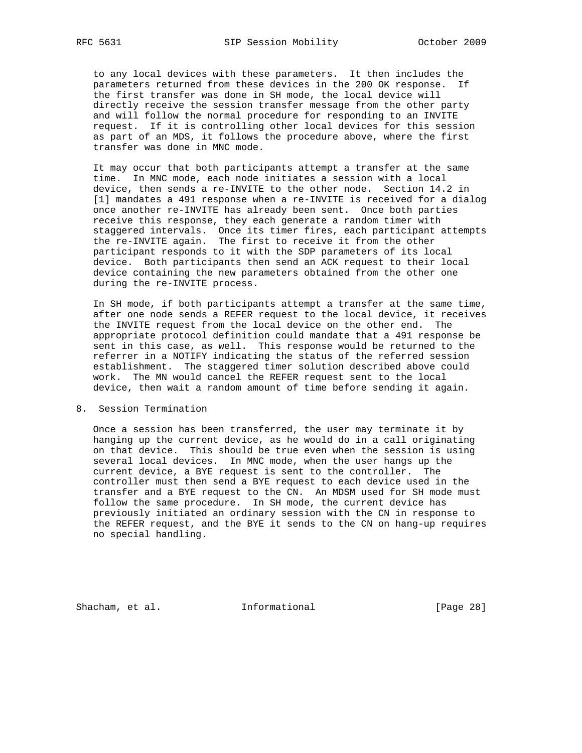to any local devices with these parameters. It then includes the parameters returned from these devices in the 200 OK response. If the first transfer was done in SH mode, the local device will directly receive the session transfer message from the other party and will follow the normal procedure for responding to an INVITE request. If it is controlling other local devices for this session as part of an MDS, it follows the procedure above, where the first transfer was done in MNC mode.

It may occur that both participants attempt a transfer at the same time. In MNC mode, each node initiates a session with a local device, then sends a re-INVITE to the other node. Section 14.2 in [1] mandates a 491 response when a re-INVITE is received for a dialog once another re-INVITE has already been sent. Once both parties receive this response, they each generate a random timer with staggered intervals. Once its timer fires, each participant attempts the re-INVITE again. The first to receive it from the other participant responds to it with the SDP parameters of its local device. Both participants then send an ACK request to their local device containing the new parameters obtained from the other one during the re-INVITE process.

In SH mode, if both participants attempt a transfer at the same time, after one node sends a REFER request to the local device, it receives the INVITE request from the local device on the other end. The appropriate protocol definition could mandate that a 491 response be sent in this case, as well. This response would be returned to the referrer in a NOTIFY indicating the status of the referred session establishment. The staggered timer solution described above could work. The MN would cancel the REFER request sent to the local device, then wait a random amount of time before sending it again.

## 8. Session Termination

Once a session has been transferred, the user may terminate it by hanging up the current device, as he would do in a call originating on that device. This should be true even when the session is using several local devices. In MNC mode, when the user hangs up the current device, a BYE request is sent to the controller. The controller must then send a BYE request to each device used in the transfer and a BYE request to the CN. An MDSM used for SH mode must follow the same procedure. In SH mode, the current device has previously initiated an ordinary session with the CN in response to the REFER request, and the BYE it sends to the CN on hang-up requires no special handling.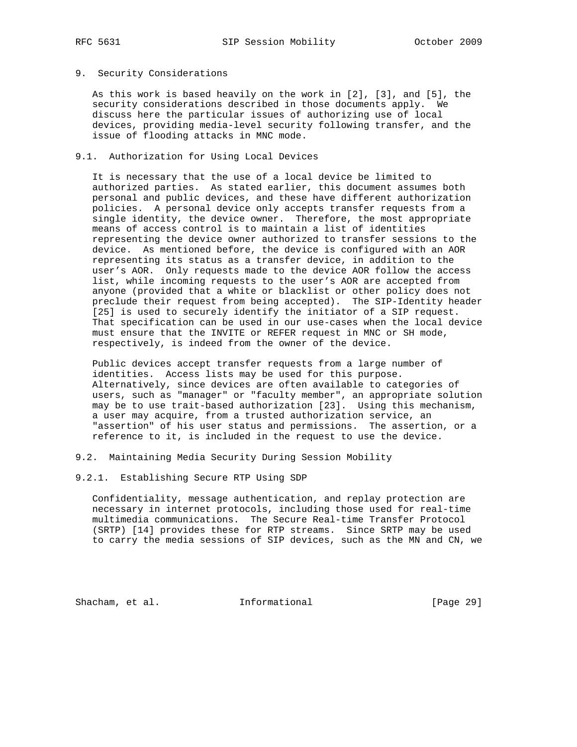## 9. Security Considerations

As this work is based heavily on the work in [2], [3], and [5], the security considerations described in those documents apply. We discuss here the particular issues of authorizing use of local devices, providing media-level security following transfer, and the issue of flooding attacks in MNC mode.

### 9.1. Authorization for Using Local Devices

It is necessary that the use of a local device be limited to authorized parties. As stated earlier, this document assumes both personal and public devices, and these have different authorization policies. A personal device only accepts transfer requests from a single identity, the device owner. Therefore, the most appropriate means of access control is to maintain a list of identities representing the device owner authorized to transfer sessions to the device. As mentioned before, the device is configured with an AOR representing its status as a transfer device, in addition to the user's AOR. Only requests made to the device AOR follow the access list, while incoming requests to the user's AOR are accepted from anyone (provided that a white or blacklist or other policy does not preclude their request from being accepted). The SIP-Identity header [25] is used to securely identify the initiator of a SIP request. That specification can be used in our use-cases when the local device must ensure that the INVITE or REFER request in MNC or SH mode, respectively, is indeed from the owner of the device.

Public devices accept transfer requests from a large number of identities. Access lists may be used for this purpose. Alternatively, since devices are often available to categories of users, such as "manager" or "faculty member", an appropriate solution may be to use trait-based authorization [23]. Using this mechanism, a user may acquire, from a trusted authorization service, an "assertion" of his user status and permissions. The assertion, or a reference to it, is included in the request to use the device.

### 9.2. Maintaining Media Security During Session Mobility

#### 9.2.1. Establishing Secure RTP Using SDP

Confidentiality, message authentication, and replay protection are necessary in internet protocols, including those used for real-time multimedia communications. The Secure Real-time Transfer Protocol (SRTP) [14] provides these for RTP streams. Since SRTP may be used to carry the media sessions of SIP devices, such as the MN and CN, we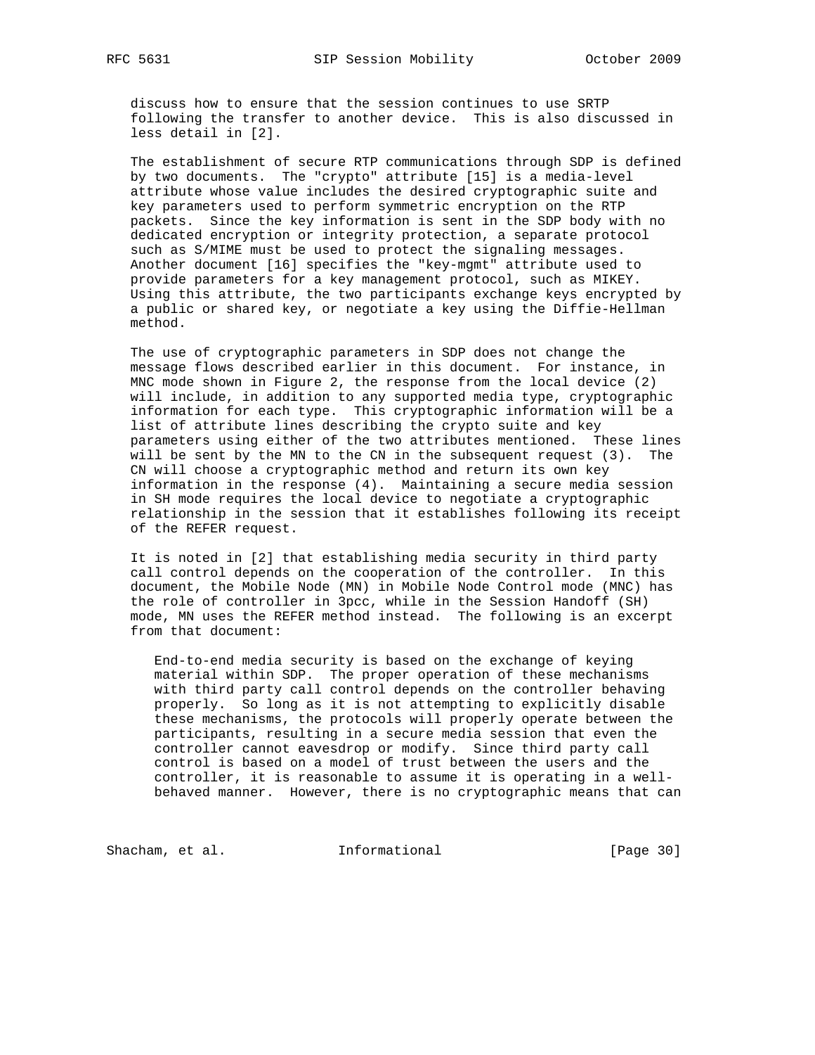discuss how to ensure that the session continues to use SRTP following the transfer to another device. This is also discussed in less detail in [2].

The establishment of secure RTP communications through SDP is defined by two documents. The "crypto" attribute [15] is a media-level attribute whose value includes the desired cryptographic suite and key parameters used to perform symmetric encryption on the RTP packets. Since the key information is sent in the SDP body with no dedicated encryption or integrity protection, a separate protocol such as S/MIME must be used to protect the signaling messages. Another document [16] specifies the "key-mgmt" attribute used to provide parameters for a key management protocol, such as MIKEY. Using this attribute, the two participants exchange keys encrypted by a public or shared key, or negotiate a key using the Diffie-Hellman method.

The use of cryptographic parameters in SDP does not change the message flows described earlier in this document. For instance, in MNC mode shown in Figure 2, the response from the local device (2) will include, in addition to any supported media type, cryptographic information for each type. This cryptographic information will be a list of attribute lines describing the crypto suite and key parameters using either of the two attributes mentioned. These lines will be sent by the MN to the CN in the subsequent request (3). The CN will choose a cryptographic method and return its own key information in the response (4). Maintaining a secure media session in SH mode requires the local device to negotiate a cryptographic relationship in the session that it establishes following its receipt of the REFER request.

It is noted in [2] that establishing media security in third party call control depends on the cooperation of the controller. In this document, the Mobile Node (MN) in Mobile Node Control mode (MNC) has the role of controller in 3pcc, while in the Session Handoff (SH) mode, MN uses the REFER method instead. The following is an excerpt from that document:

> End-to-end media security is based on the exchange of keying material within SDP. The proper operation of these mechanisms with third party call control depends on the controller behaving properly. So long as it is not attempting to explicitly disable these mechanisms, the protocols will properly operate between the participants, resulting in a secure media session that even the controller cannot eavesdrop or modify. Since third party call control is based on a model of trust between the users and the controller, it is reasonable to assume it is operating in a well-behaved manner. However, there is no cryptographic means that can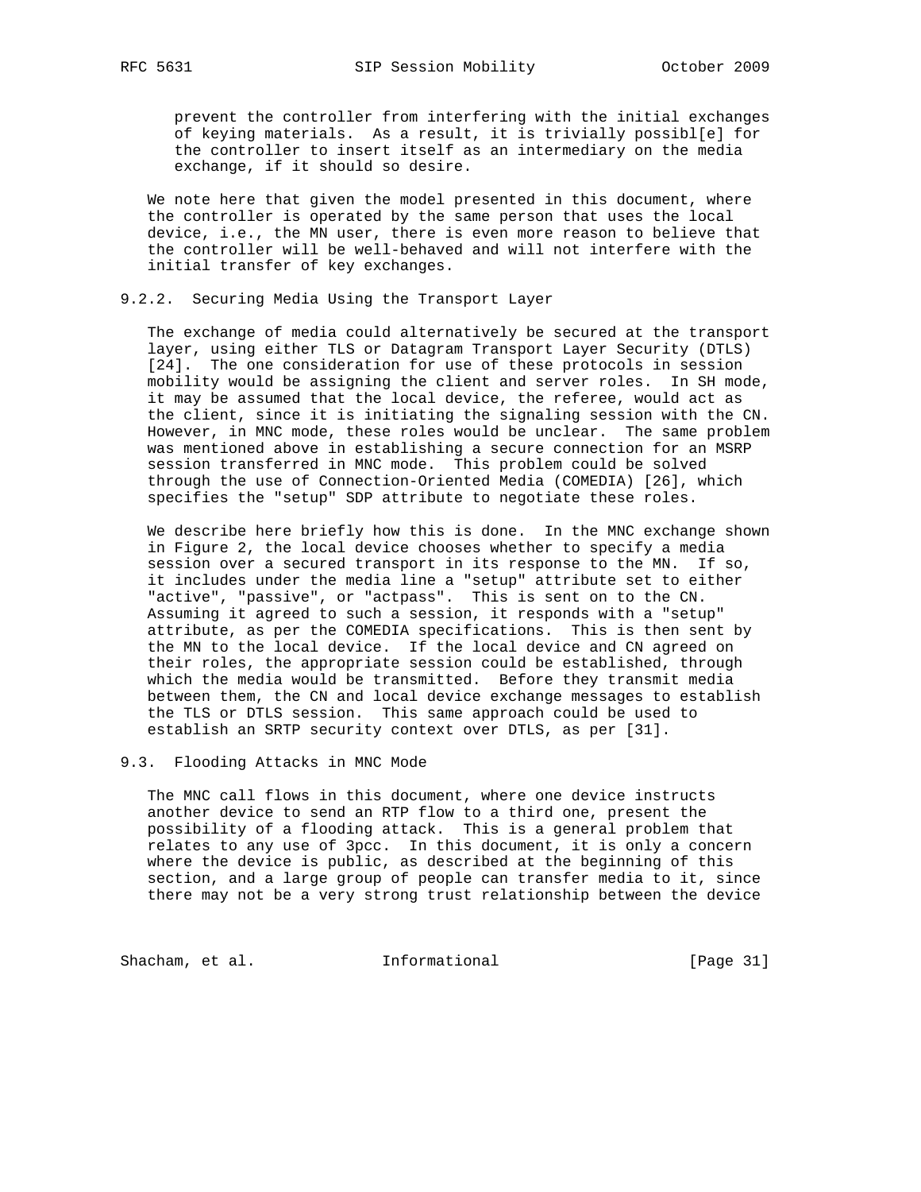prevent the controller from interfering with the initial exchanges of keying materials. As a result, it is trivially possibl[e] for the controller to insert itself as an intermediary on the media exchange, if it should so desire.

We note here that given the model presented in this document, where the controller is operated by the same person that uses the local device, i.e., the MN user, there is even more reason to believe that the controller will be well-behaved and will not interfere with the initial transfer of key exchanges.

### 9.2.2. Securing Media Using the Transport Layer

The exchange of media could alternatively be secured at the transport layer, using either TLS or Datagram Transport Layer Security (DTLS) [24]. The one consideration for use of these protocols in session mobility would be assigning the client and server roles. In SH mode, it may be assumed that the local device, the referee, would act as the client, since it is initiating the signaling session with the CN. However, in MNC mode, these roles would be unclear. The same problem was mentioned above in establishing a secure connection for an MSRP session transferred in MNC mode. This problem could be solved through the use of Connection-Oriented Media (COMEDIA) [26], which specifies the "setup" SDP attribute to negotiate these roles.

We describe here briefly how this is done. In the MNC exchange shown in Figure 2, the local device chooses whether to specify a media session over a secured transport in its response to the MN. If so, it includes under the media line a "setup" attribute set to either "active", "passive", or "actpass". This is sent on to the CN. Assuming it agreed to such a session, it responds with a "setup" attribute, as per the COMEDIA specifications. This is then sent by the MN to the local device. If the local device and CN agreed on their roles, the appropriate session could be established, through which the media would be transmitted. Before they transmit media between them, the CN and local device exchange messages to establish the TLS or DTLS session. This same approach could be used to establish an SRTP security context over DTLS, as per [31].

## 9.3. Flooding Attacks in MNC Mode

The MNC call flows in this document, where one device instructs another device to send an RTP flow to a third one, present the possibility of a flooding attack. This is a general problem that relates to any use of 3pcc. In this document, it is only a concern where the device is public, as described at the beginning of this section, and a large group of people can transfer media to it, since there may not be a very strong trust relationship between the device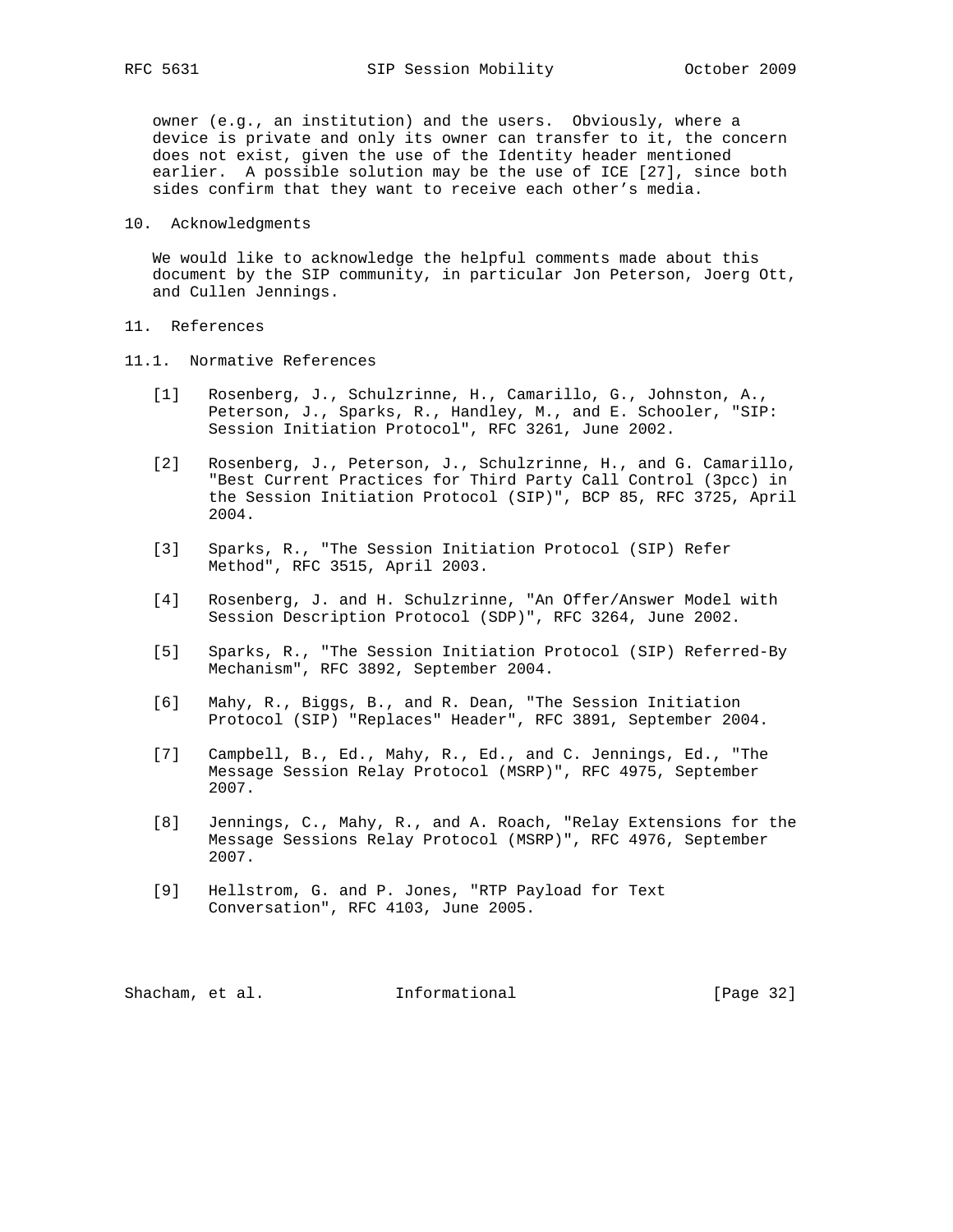owner (e.g., an institution) and the users. Obviously, where a device is private and only its owner can transfer to it, the concern does not exist, given the use of the Identity header mentioned earlier. A possible solution may be the use of ICE [27], since both sides confirm that they want to receive each other's media.

## 10. Acknowledgments

We would like to acknowledge the helpful comments made about this document by the SIP community, in particular Jon Peterson, Joerg Ott, and Cullen Jennings.

## 11. References

### 11.1. Normative References

[1] Rosenberg, J., Schulzrinne, H., Camarillo, G., Johnston, A., Peterson, J., Sparks, R., Handley, M., and E. Schooler, "SIP: Session Initiation Protocol", RFC 3261, June 2002.

[2] Rosenberg, J., Peterson, J., Schulzrinne, H., and G. Camarillo, "Best Current Practices for Third Party Call Control (3pcc) in the Session Initiation Protocol (SIP)", BCP 85, RFC 3725, April 2004.

[3] Sparks, R., "The Session Initiation Protocol (SIP) Refer Method", RFC 3515, April 2003.

[4] Rosenberg, J. and H. Schulzrinne, "An Offer/Answer Model with Session Description Protocol (SDP)", RFC 3264, June 2002.

[5] Sparks, R., "The Session Initiation Protocol (SIP) Referred-By Mechanism", RFC 3892, September 2004.

[6] Mahy, R., Biggs, B., and R. Dean, "The Session Initiation Protocol (SIP) "Replaces" Header", RFC 3891, September 2004.

[7] Campbell, B., Ed., Mahy, R., Ed., and C. Jennings, Ed., "The Message Session Relay Protocol (MSRP)", RFC 4975, September 2007.

[8] Jennings, C., Mahy, R., and A. Roach, "Relay Extensions for the Message Sessions Relay Protocol (MSRP)", RFC 4976, September 2007.

[9] Hellstrom, G. and P. Jones, "RTP Payload for Text Conversation", RFC 4103, June 2005.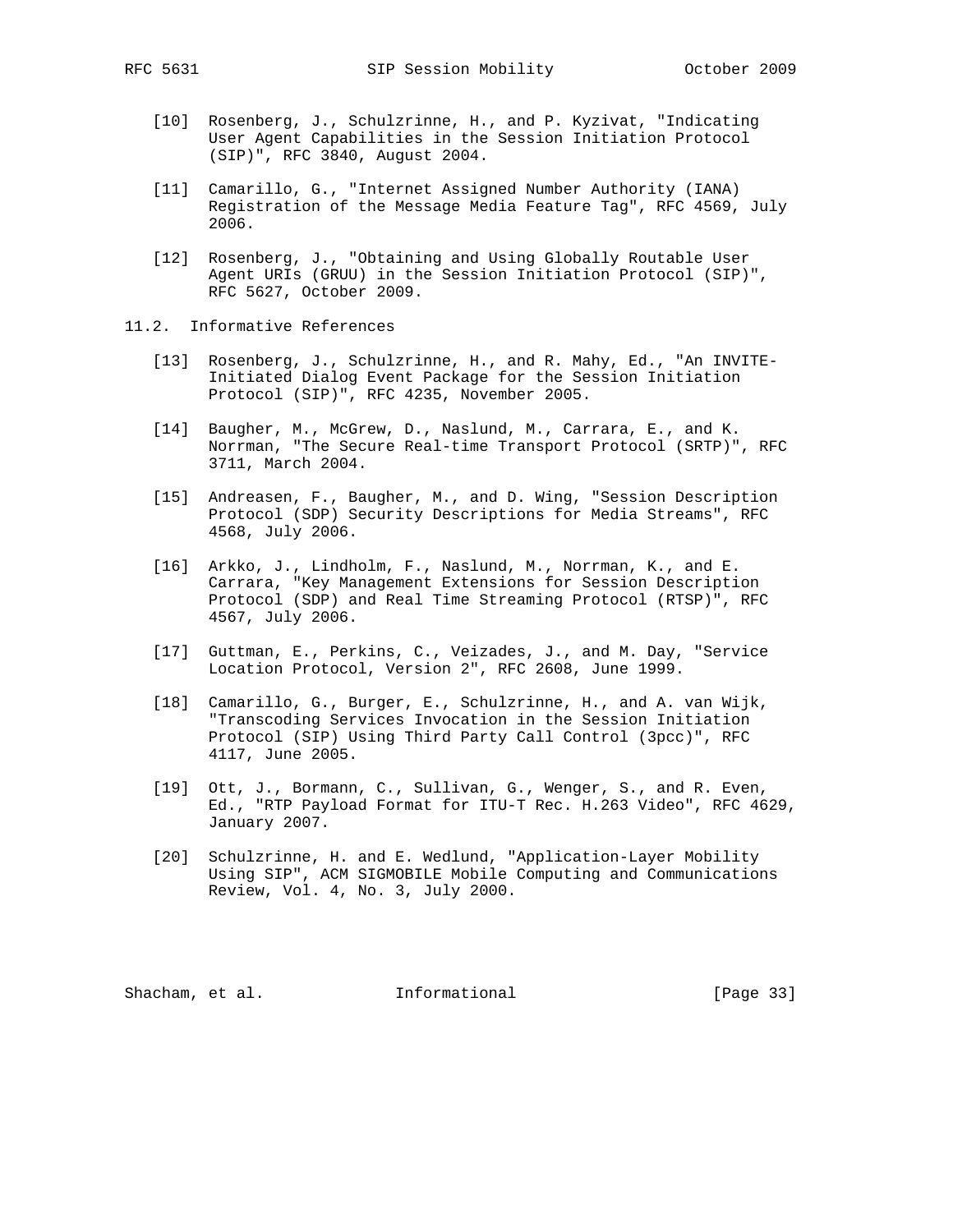[10] Rosenberg, J., Schulzrinne, H., and P. Kyzivat, "Indicating User Agent Capabilities in the Session Initiation Protocol (SIP)", RFC 3840, August 2004.

[11] Camarillo, G., "Internet Assigned Number Authority (IANA) Registration of the Message Media Feature Tag", RFC 4569, July 2006.

[12] Rosenberg, J., "Obtaining and Using Globally Routable User Agent URIs (GRUU) in the Session Initiation Protocol (SIP)", RFC 5627, October 2009.

## 11.2. Informative References

[13] Rosenberg, J., Schulzrinne, H., and R. Mahy, Ed., "An INVITE-Initiated Dialog Event Package for the Session Initiation Protocol (SIP)", RFC 4235, November 2005.

[14] Baugher, M., McGrew, D., Naslund, M., Carrara, E., and K. Norrman, "The Secure Real-time Transport Protocol (SRTP)", RFC 3711, March 2004.

[15] Andreasen, F., Baugher, M., and D. Wing, "Session Description Protocol (SDP) Security Descriptions for Media Streams", RFC 4568, July 2006.

[16] Arkko, J., Lindholm, F., Naslund, M., Norrman, K., and E. Carrara, "Key Management Extensions for Session Description Protocol (SDP) and Real Time Streaming Protocol (RTSP)", RFC 4567, July 2006.

[17] Guttman, E., Perkins, C., Veizades, J., and M. Day, "Service Location Protocol, Version 2", RFC 2608, June 1999.

[18] Camarillo, G., Burger, E., Schulzrinne, H., and A. van Wijk, "Transcoding Services Invocation in the Session Initiation Protocol (SIP) Using Third Party Call Control (3pcc)", RFC 4117, June 2005.

[19] Ott, J., Bormann, C., Sullivan, G., Wenger, S., and R. Even, Ed., "RTP Payload Format for ITU-T Rec. H.263 Video", RFC 4629, January 2007.

[20] Schulzrinne, H. and E. Wedlund, "Application-Layer Mobility Using SIP", ACM SIGMOBILE Mobile Computing and Communications Review, Vol. 4, No. 3, July 2000.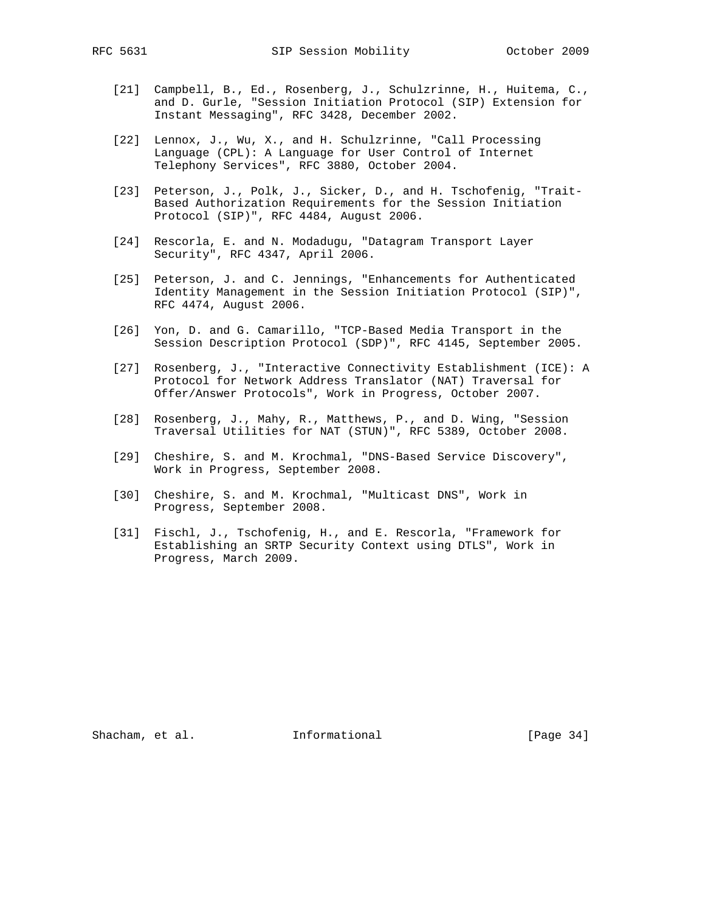[21] Campbell, B., Ed., Rosenberg, J., Schulzrinne, H., Huitema, C., and D. Gurle, "Session Initiation Protocol (SIP) Extension for Instant Messaging", RFC 3428, December 2002.

[22] Lennox, J., Wu, X., and H. Schulzrinne, "Call Processing Language (CPL): A Language for User Control of Internet Telephony Services", RFC 3880, October 2004.

[23] Peterson, J., Polk, J., Sicker, D., and H. Tschofenig, "Trait-Based Authorization Requirements for the Session Initiation Protocol (SIP)", RFC 4484, August 2006.

[24] Rescorla, E. and N. Modadugu, "Datagram Transport Layer Security", RFC 4347, April 2006.

[25] Peterson, J. and C. Jennings, "Enhancements for Authenticated Identity Management in the Session Initiation Protocol (SIP)", RFC 4474, August 2006.

[26] Yon, D. and G. Camarillo, "TCP-Based Media Transport in the Session Description Protocol (SDP)", RFC 4145, September 2005.

[27] Rosenberg, J., "Interactive Connectivity Establishment (ICE): A Protocol for Network Address Translator (NAT) Traversal for Offer/Answer Protocols", Work in Progress, October 2007.

[28] Rosenberg, J., Mahy, R., Matthews, P., and D. Wing, "Session Traversal Utilities for NAT (STUN)", RFC 5389, October 2008.

[29] Cheshire, S. and M. Krochmal, "DNS-Based Service Discovery", Work in Progress, September 2008.

[30] Cheshire, S. and M. Krochmal, "Multicast DNS", Work in Progress, September 2008.

[31] Fischl, J., Tschofenig, H., and E. Rescorla, "Framework for Establishing an SRTP Security Context using DTLS", Work in Progress, March 2009.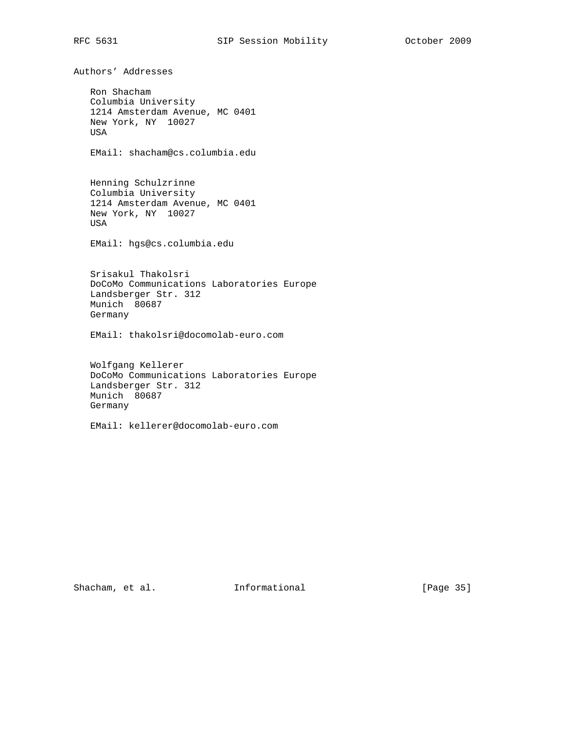## Authors' Addresses

Ron Shacham
Columbia University
1214 Amsterdam Avenue, MC 0401
New York, NY  10027
USA

EMail: shacham@cs.columbia.edu

Henning Schulzrinne
Columbia University
1214 Amsterdam Avenue, MC 0401
New York, NY  10027
USA

EMail: hgs@cs.columbia.edu

Srisakul Thakolsri
DoCoMo Communications Laboratories Europe
Landsberger Str. 312
Munich  80687
Germany

EMail: thakolsri@docomolab-euro.com

Wolfgang Kellerer
DoCoMo Communications Laboratories Europe
Landsberger Str. 312
Munich  80687
Germany

EMail: kellerer@docomolab-euro.com